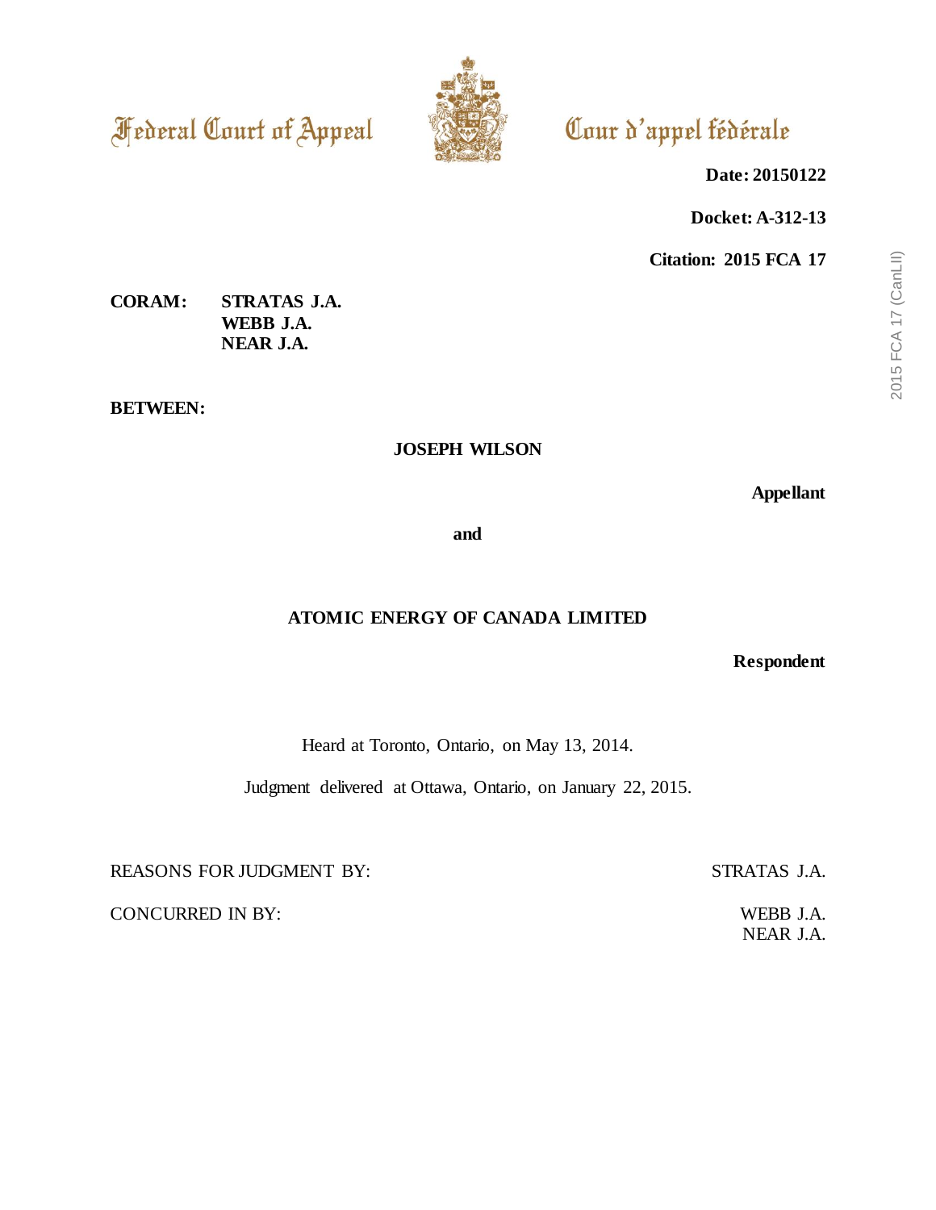Federal Court of Appeal

Cour d'appel fédérale

**Date: 20150122**

**Docket: A-312-13**

**Citation: 2015 FCA 17**

**CORAM:** **STRATAS J.A.**
**WEBB J.A.**
**NEAR J.A.**

**BETWEEN:**

**JOSEPH WILSON**

**Appellant**

**and**

**ATOMIC ENERGY OF CANADA LIMITED**

**Respondent**

Heard at Toronto, Ontario, on May 13, 2014.

Judgment delivered at Ottawa, Ontario, on January 22, 2015.

REASONS FOR JUDGMENT BY: STRATAS J.A.

CONCURRED IN BY: WEBB J.A.
NEAR J.A.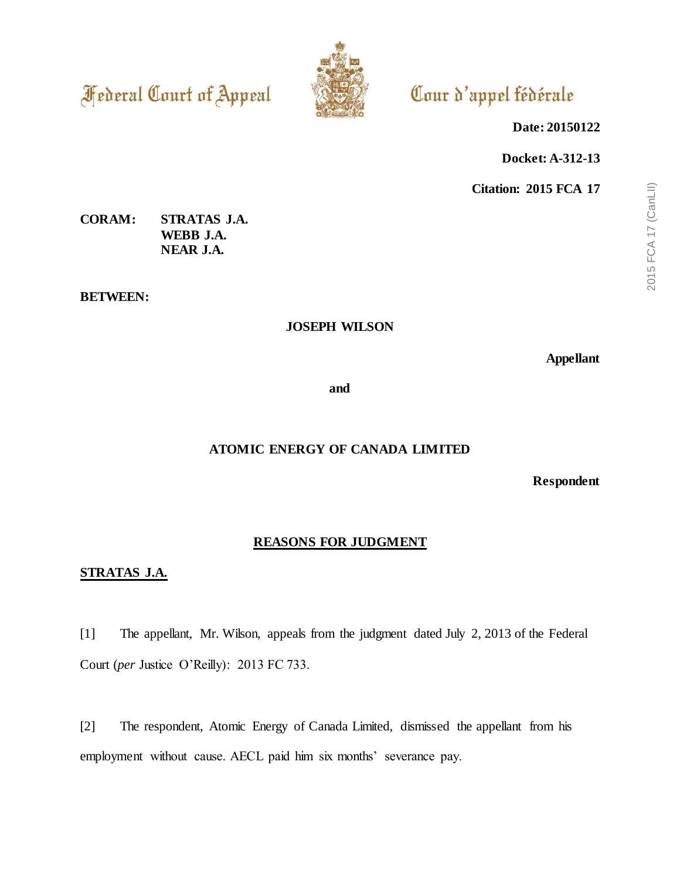Federal Court of Appeal　　　　Cour d'appel fédérale

**Date: 20150122**

**Docket: A-312-13**

**Citation: 2015 FCA 17**

**CORAM:** **STRATAS J.A.**
**WEBB J.A.**
**NEAR J.A.**

**BETWEEN:**

**JOSEPH WILSON**

**Appellant**

**and**

**ATOMIC ENERGY OF CANADA LIMITED**

**Respondent**

**REASONS FOR JUDGMENT**

**STRATAS J.A.**

[1] The appellant, Mr. Wilson, appeals from the judgment dated July 2, 2013 of the Federal Court (*per* Justice O'Reilly): 2013 FC 733.

[2] The respondent, Atomic Energy of Canada Limited, dismissed the appellant from his employment without cause. AECL paid him six months' severance pay.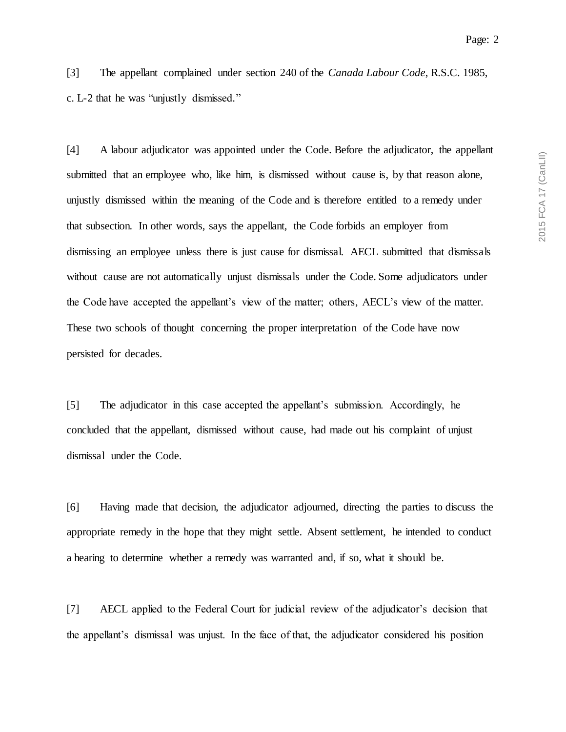[3] The appellant complained under section 240 of the *Canada Labour Code*, R.S.C. 1985, c. L-2 that he was "unjustly dismissed."

[4] A labour adjudicator was appointed under the Code. Before the adjudicator, the appellant submitted that an employee who, like him, is dismissed without cause is, by that reason alone, unjustly dismissed within the meaning of the Code and is therefore entitled to a remedy under that subsection. In other words, says the appellant, the Code forbids an employer from dismissing an employee unless there is just cause for dismissal. AECL submitted that dismissals without cause are not automatically unjust dismissals under the Code. Some adjudicators under the Code have accepted the appellant's view of the matter; others, AECL's view of the matter. These two schools of thought concerning the proper interpretation of the Code have now persisted for decades.

[5] The adjudicator in this case accepted the appellant's submission. Accordingly, he concluded that the appellant, dismissed without cause, had made out his complaint of unjust dismissal under the Code.

[6] Having made that decision, the adjudicator adjourned, directing the parties to discuss the appropriate remedy in the hope that they might settle. Absent settlement, he intended to conduct a hearing to determine whether a remedy was warranted and, if so, what it should be.

[7] AECL applied to the Federal Court for judicial review of the adjudicator's decision that the appellant's dismissal was unjust. In the face of that, the adjudicator considered his position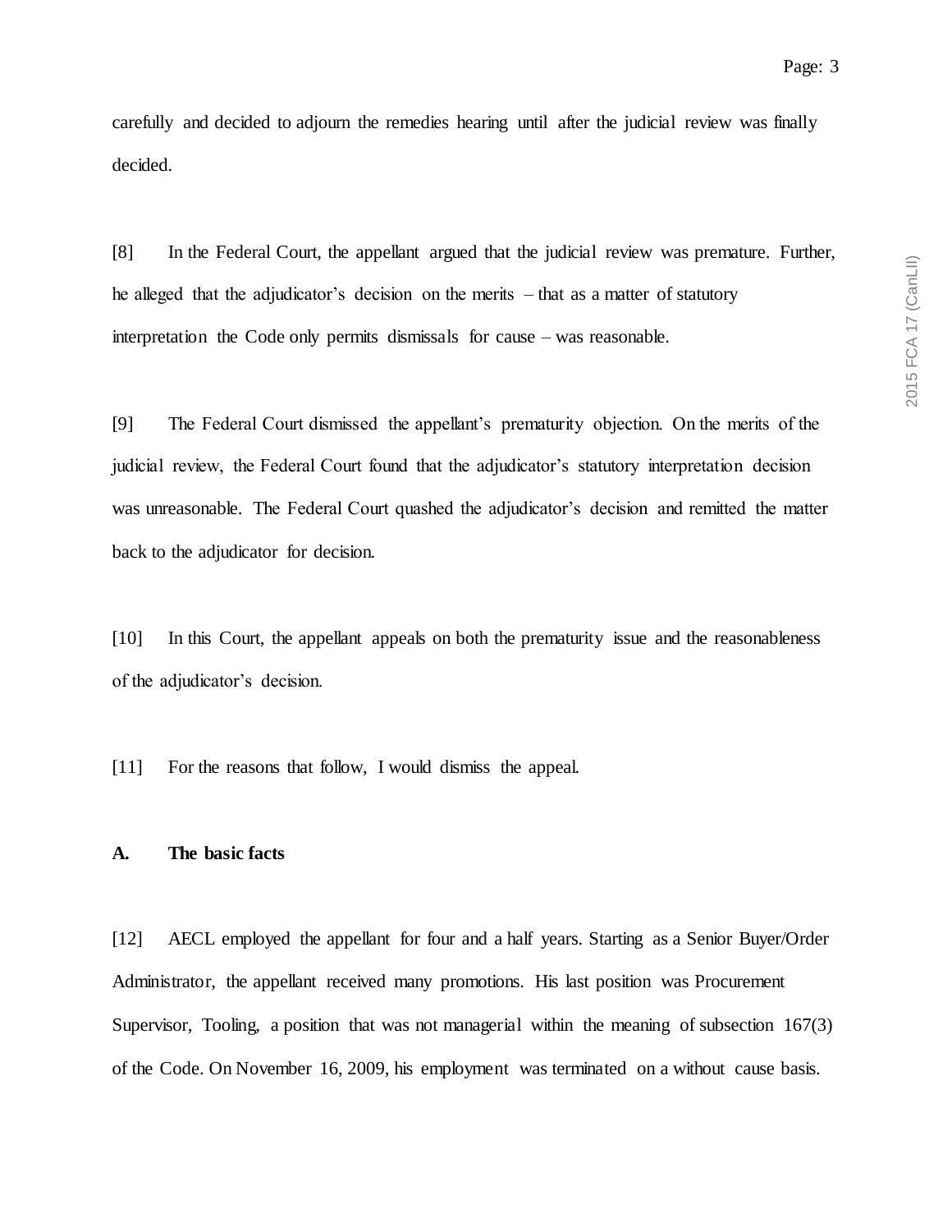carefully and decided to adjourn the remedies hearing until after the judicial review was finally decided.

[8] In the Federal Court, the appellant argued that the judicial review was premature. Further, he alleged that the adjudicator's decision on the merits – that as a matter of statutory interpretation the Code only permits dismissals for cause – was reasonable.

[9] The Federal Court dismissed the appellant's prematurity objection. On the merits of the judicial review, the Federal Court found that the adjudicator's statutory interpretation decision was unreasonable. The Federal Court quashed the adjudicator's decision and remitted the matter back to the adjudicator for decision.

[10] In this Court, the appellant appeals on both the prematurity issue and the reasonableness of the adjudicator's decision.

[11] For the reasons that follow, I would dismiss the appeal.

### A. The basic facts

[12] AECL employed the appellant for four and a half years. Starting as a Senior Buyer/Order Administrator, the appellant received many promotions. His last position was Procurement Supervisor, Tooling, a position that was not managerial within the meaning of subsection 167(3) of the Code. On November 16, 2009, his employment was terminated on a without cause basis.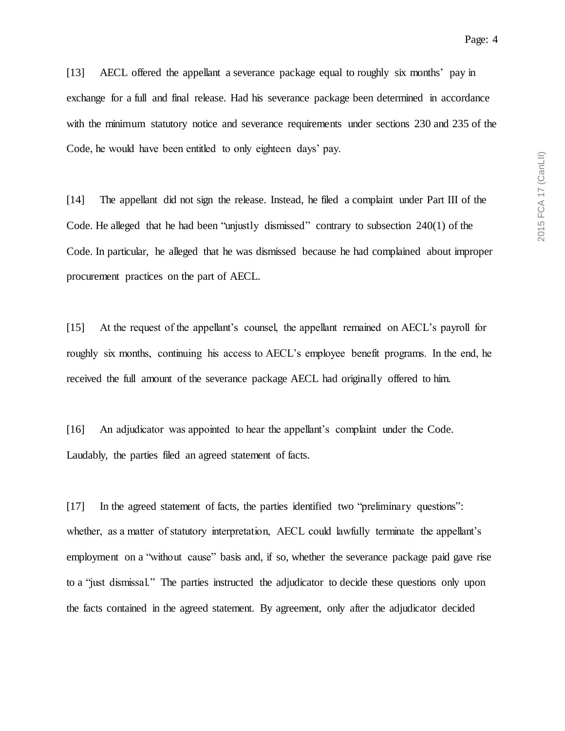[13] AECL offered the appellant a severance package equal to roughly six months' pay in exchange for a full and final release. Had his severance package been determined in accordance with the minimum statutory notice and severance requirements under sections 230 and 235 of the Code, he would have been entitled to only eighteen days' pay.

[14] The appellant did not sign the release. Instead, he filed a complaint under Part III of the Code. He alleged that he had been "unjustly dismissed" contrary to subsection 240(1) of the Code. In particular, he alleged that he was dismissed because he had complained about improper procurement practices on the part of AECL.

[15] At the request of the appellant's counsel, the appellant remained on AECL's payroll for roughly six months, continuing his access to AECL's employee benefit programs. In the end, he received the full amount of the severance package AECL had originally offered to him.

[16] An adjudicator was appointed to hear the appellant's complaint under the Code. Laudably, the parties filed an agreed statement of facts.

[17] In the agreed statement of facts, the parties identified two "preliminary questions": whether, as a matter of statutory interpretation, AECL could lawfully terminate the appellant's employment on a "without cause" basis and, if so, whether the severance package paid gave rise to a "just dismissal." The parties instructed the adjudicator to decide these questions only upon the facts contained in the agreed statement. By agreement, only after the adjudicator decided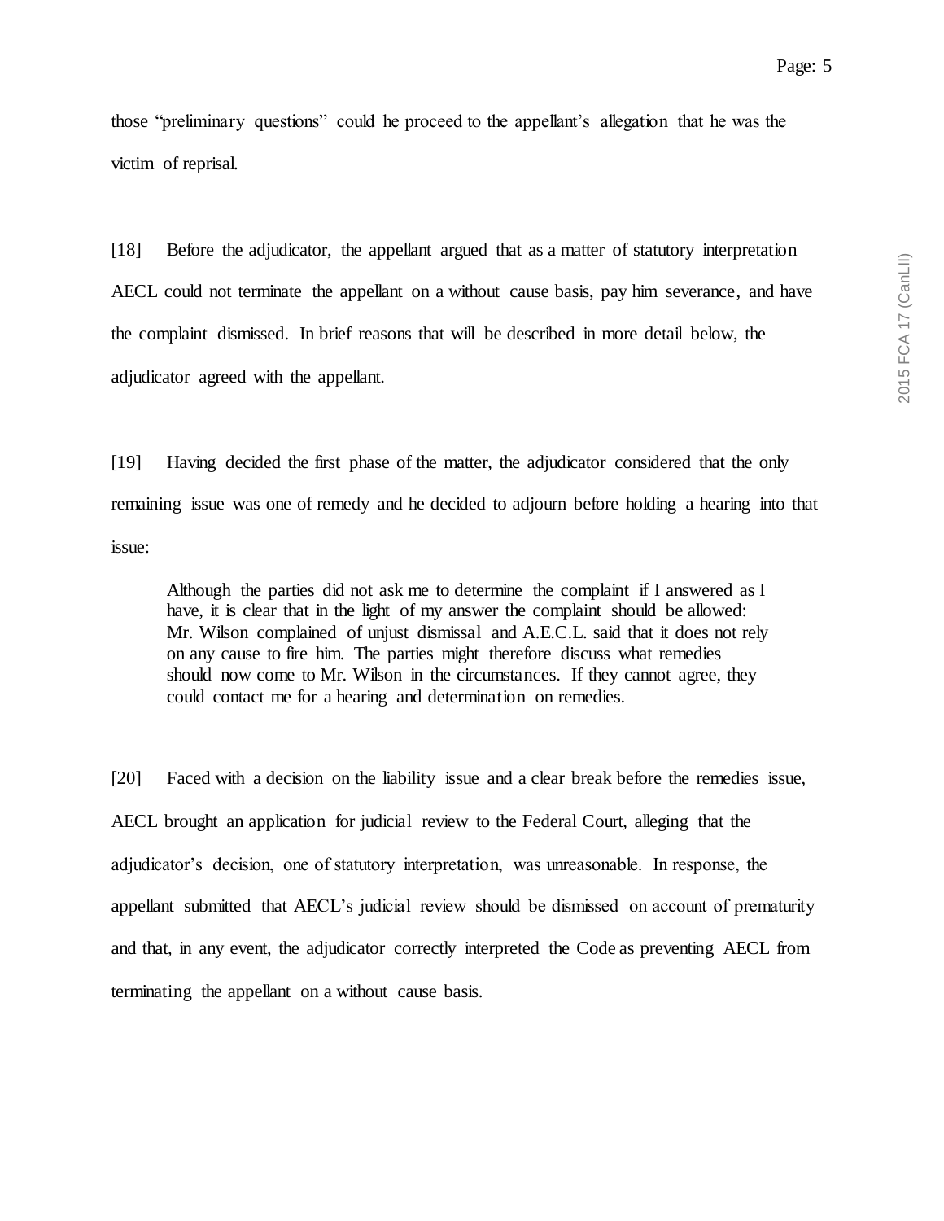those "preliminary questions" could he proceed to the appellant's allegation that he was the victim of reprisal.

[18] Before the adjudicator, the appellant argued that as a matter of statutory interpretation AECL could not terminate the appellant on a without cause basis, pay him severance, and have the complaint dismissed. In brief reasons that will be described in more detail below, the adjudicator agreed with the appellant.

[19] Having decided the first phase of the matter, the adjudicator considered that the only remaining issue was one of remedy and he decided to adjourn before holding a hearing into that issue:

> Although the parties did not ask me to determine the complaint if I answered as I have, it is clear that in the light of my answer the complaint should be allowed: Mr. Wilson complained of unjust dismissal and A.E.C.L. said that it does not rely on any cause to fire him. The parties might therefore discuss what remedies should now come to Mr. Wilson in the circumstances. If they cannot agree, they could contact me for a hearing and determination on remedies.

[20] Faced with a decision on the liability issue and a clear break before the remedies issue, AECL brought an application for judicial review to the Federal Court, alleging that the adjudicator's decision, one of statutory interpretation, was unreasonable. In response, the appellant submitted that AECL's judicial review should be dismissed on account of prematurity and that, in any event, the adjudicator correctly interpreted the Code as preventing AECL from terminating the appellant on a without cause basis.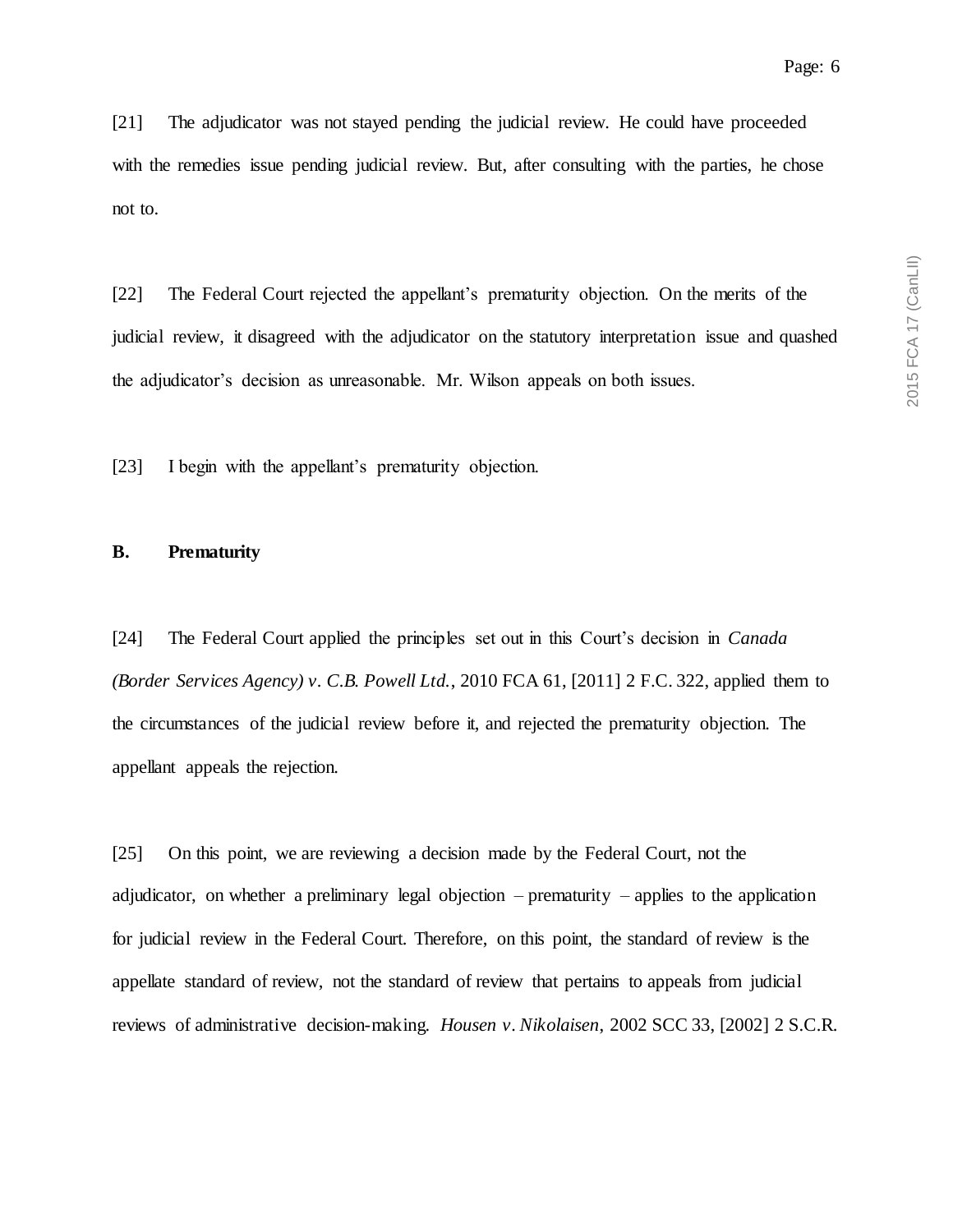[21] The adjudicator was not stayed pending the judicial review. He could have proceeded with the remedies issue pending judicial review. But, after consulting with the parties, he chose not to.

[22] The Federal Court rejected the appellant's prematurity objection. On the merits of the judicial review, it disagreed with the adjudicator on the statutory interpretation issue and quashed the adjudicator's decision as unreasonable. Mr. Wilson appeals on both issues.

[23] I begin with the appellant's prematurity objection.

### B. Prematurity

[24] The Federal Court applied the principles set out in this Court's decision in *Canada (Border Services Agency) v. C.B. Powell Ltd.*, 2010 FCA 61, [2011] 2 F.C. 322, applied them to the circumstances of the judicial review before it, and rejected the prematurity objection. The appellant appeals the rejection.

[25] On this point, we are reviewing a decision made by the Federal Court, not the adjudicator, on whether a preliminary legal objection – prematurity – applies to the application for judicial review in the Federal Court. Therefore, on this point, the standard of review is the appellate standard of review, not the standard of review that pertains to appeals from judicial reviews of administrative decision-making. *Housen v. Nikolaisen*, 2002 SCC 33, [2002] 2 S.C.R.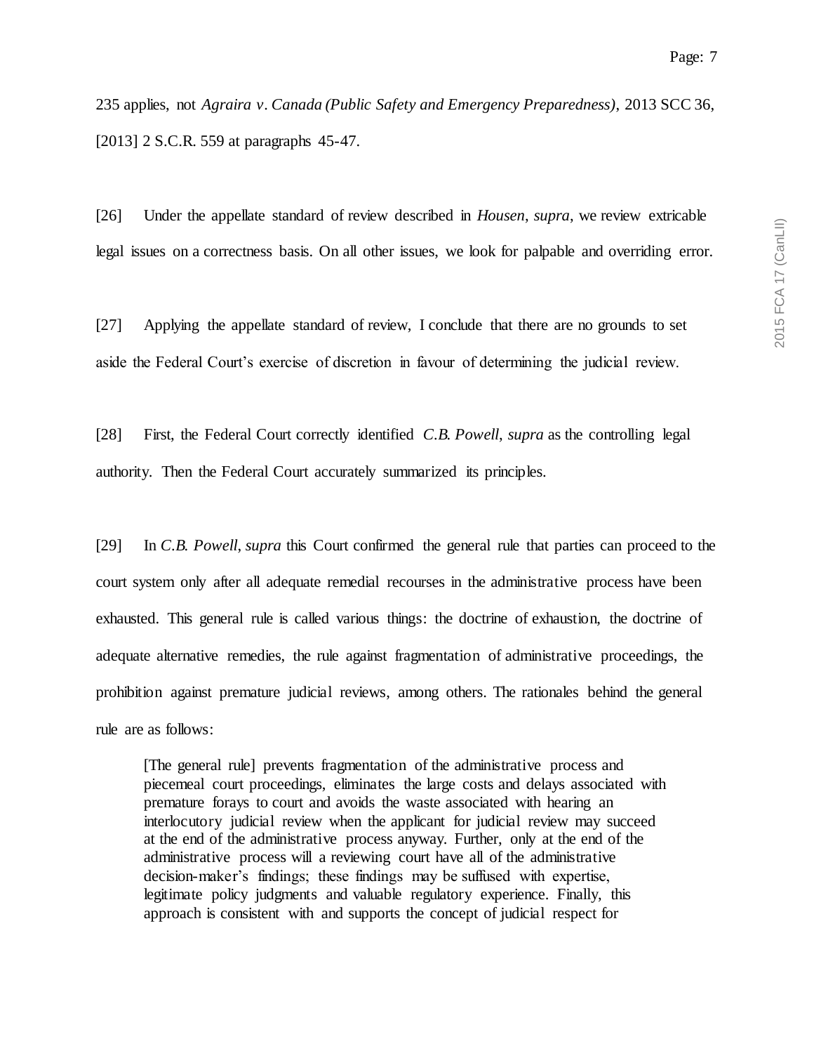235 applies, not *Agraira v. Canada (Public Safety and Emergency Preparedness)*, 2013 SCC 36, [2013] 2 S.C.R. 559 at paragraphs 45-47.

[26] Under the appellate standard of review described in *Housen*, *supra*, we review extricable legal issues on a correctness basis. On all other issues, we look for palpable and overriding error.

[27] Applying the appellate standard of review, I conclude that there are no grounds to set aside the Federal Court's exercise of discretion in favour of determining the judicial review.

[28] First, the Federal Court correctly identified *C.B. Powell*, *supra* as the controlling legal authority. Then the Federal Court accurately summarized its principles.

[29] In *C.B. Powell*, *supra* this Court confirmed the general rule that parties can proceed to the court system only after all adequate remedial recourses in the administrative process have been exhausted. This general rule is called various things: the doctrine of exhaustion, the doctrine of adequate alternative remedies, the rule against fragmentation of administrative proceedings, the prohibition against premature judicial reviews, among others. The rationales behind the general rule are as follows:

> [The general rule] prevents fragmentation of the administrative process and piecemeal court proceedings, eliminates the large costs and delays associated with premature forays to court and avoids the waste associated with hearing an interlocutory judicial review when the applicant for judicial review may succeed at the end of the administrative process anyway. Further, only at the end of the administrative process will a reviewing court have all of the administrative decision-maker's findings; these findings may be suffused with expertise, legitimate policy judgments and valuable regulatory experience. Finally, this approach is consistent with and supports the concept of judicial respect for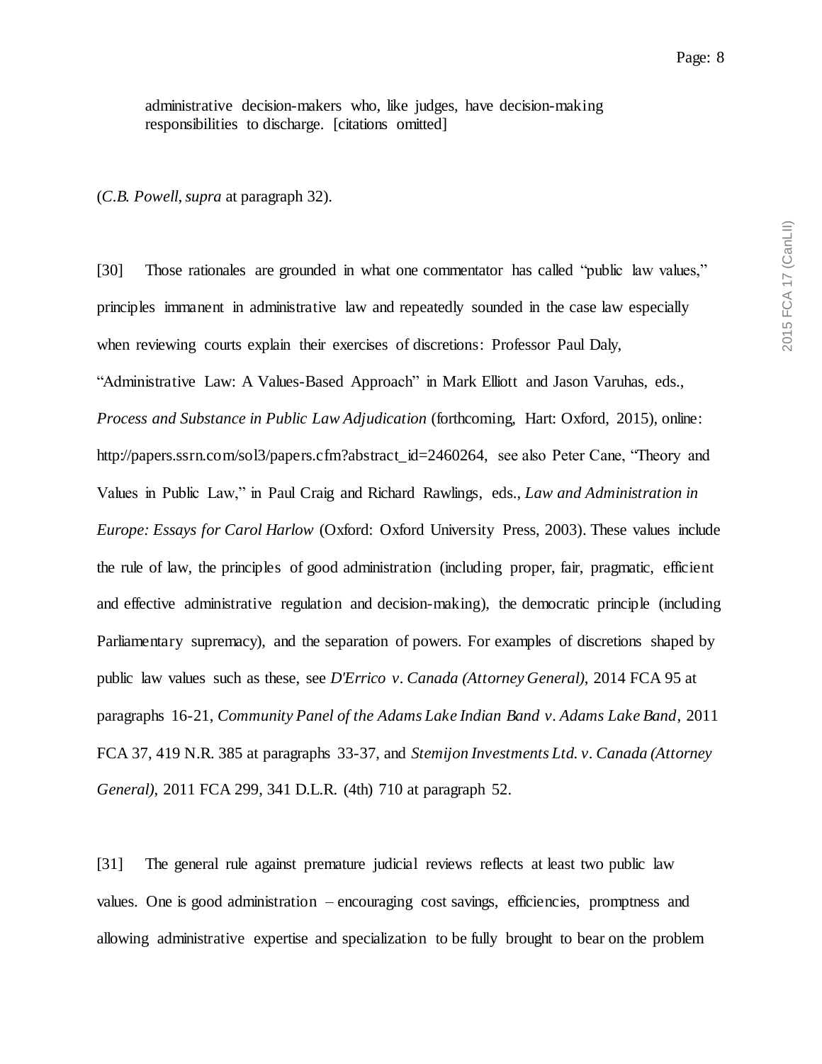> administrative decision-makers who, like judges, have decision-making responsibilities to discharge. [citations omitted]

(*C.B. Powell, supra* at paragraph 32).

[30] Those rationales are grounded in what one commentator has called "public law values," principles immanent in administrative law and repeatedly sounded in the case law especially when reviewing courts explain their exercises of discretions: Professor Paul Daly, "Administrative Law: A Values-Based Approach" in Mark Elliott and Jason Varuhas, eds., *Process and Substance in Public Law Adjudication* (forthcoming, Hart: Oxford, 2015), online: http://papers.ssrn.com/sol3/papers.cfm?abstract_id=2460264, see also Peter Cane, "Theory and Values in Public Law," in Paul Craig and Richard Rawlings, eds., *Law and Administration in Europe: Essays for Carol Harlow* (Oxford: Oxford University Press, 2003). These values include the rule of law, the principles of good administration (including proper, fair, pragmatic, efficient and effective administrative regulation and decision-making), the democratic principle (including Parliamentary supremacy), and the separation of powers. For examples of discretions shaped by public law values such as these, see *D'Errico v. Canada (Attorney General)*, 2014 FCA 95 at paragraphs 16-21, *Community Panel of the Adams Lake Indian Band v. Adams Lake Band*, 2011 FCA 37, 419 N.R. 385 at paragraphs 33-37, and *Stemijon Investments Ltd. v. Canada (Attorney General)*, 2011 FCA 299, 341 D.L.R. (4th) 710 at paragraph 52.

[31] The general rule against premature judicial reviews reflects at least two public law values. One is good administration – encouraging cost savings, efficiencies, promptness and allowing administrative expertise and specialization to be fully brought to bear on the problem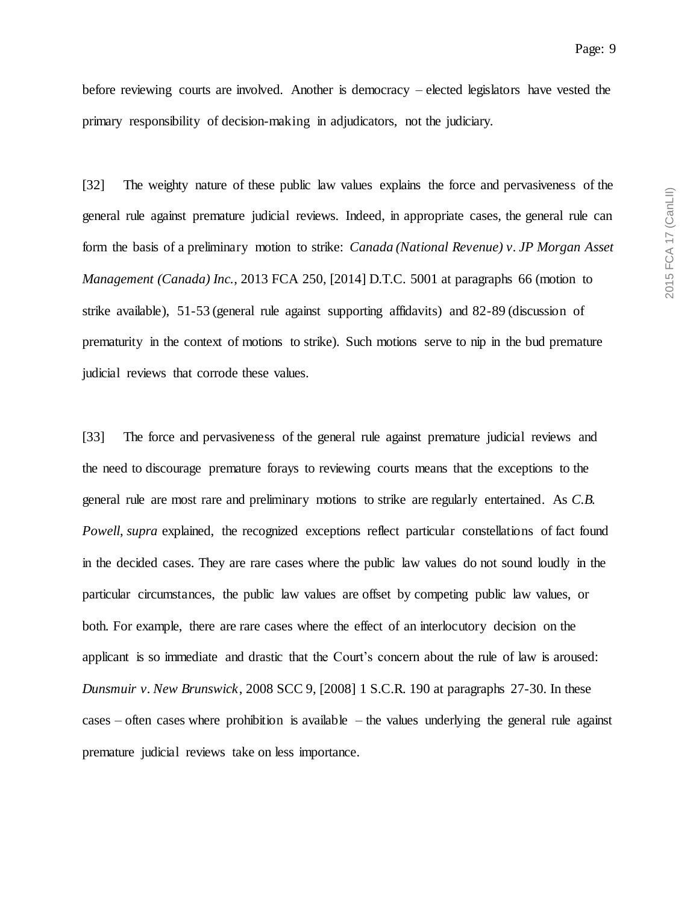before reviewing courts are involved. Another is democracy – elected legislators have vested the primary responsibility of decision-making in adjudicators, not the judiciary.

[32] The weighty nature of these public law values explains the force and pervasiveness of the general rule against premature judicial reviews. Indeed, in appropriate cases, the general rule can form the basis of a preliminary motion to strike: *Canada (National Revenue) v. JP Morgan Asset Management (Canada) Inc.*, 2013 FCA 250, [2014] D.T.C. 5001 at paragraphs 66 (motion to strike available), 51-53 (general rule against supporting affidavits) and 82-89 (discussion of prematurity in the context of motions to strike). Such motions serve to nip in the bud premature judicial reviews that corrode these values.

[33] The force and pervasiveness of the general rule against premature judicial reviews and the need to discourage premature forays to reviewing courts means that the exceptions to the general rule are most rare and preliminary motions to strike are regularly entertained. As *C.B. Powell*, *supra* explained, the recognized exceptions reflect particular constellations of fact found in the decided cases. They are rare cases where the public law values do not sound loudly in the particular circumstances, the public law values are offset by competing public law values, or both. For example, there are rare cases where the effect of an interlocutory decision on the applicant is so immediate and drastic that the Court's concern about the rule of law is aroused: *Dunsmuir v. New Brunswick*, 2008 SCC 9, [2008] 1 S.C.R. 190 at paragraphs 27-30. In these cases – often cases where prohibition is available – the values underlying the general rule against premature judicial reviews take on less importance.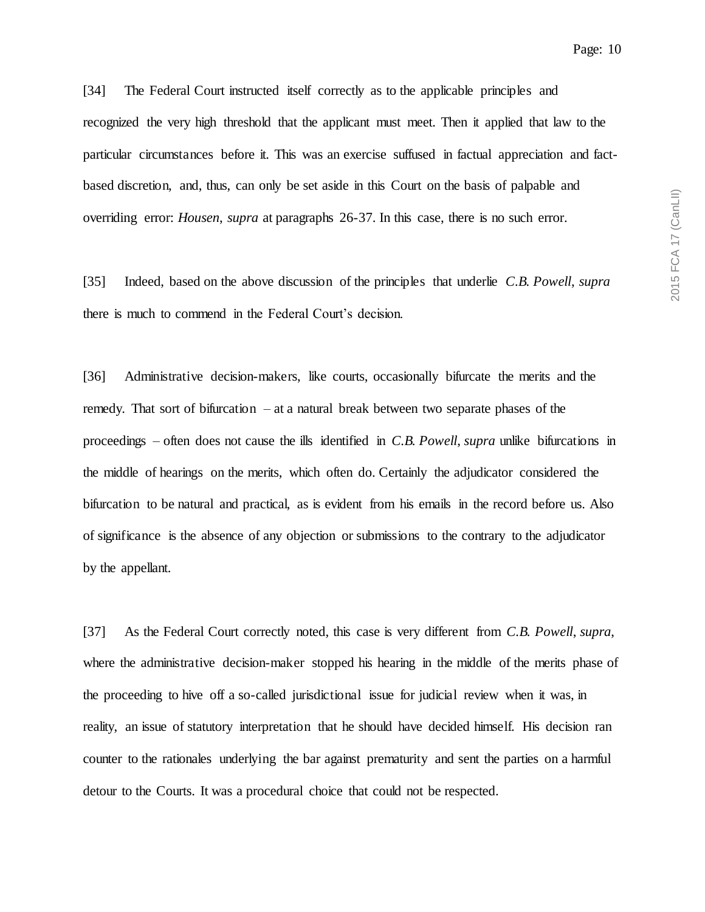[34] The Federal Court instructed itself correctly as to the applicable principles and recognized the very high threshold that the applicant must meet. Then it applied that law to the particular circumstances before it. This was an exercise suffused in factual appreciation and fact-based discretion, and, thus, can only be set aside in this Court on the basis of palpable and overriding error: *Housen*, *supra* at paragraphs 26-37. In this case, there is no such error.

[35] Indeed, based on the above discussion of the principles that underlie *C.B. Powell*, *supra* there is much to commend in the Federal Court's decision.

[36] Administrative decision-makers, like courts, occasionally bifurcate the merits and the remedy. That sort of bifurcation – at a natural break between two separate phases of the proceedings – often does not cause the ills identified in *C.B. Powell*, *supra* unlike bifurcations in the middle of hearings on the merits, which often do. Certainly the adjudicator considered the bifurcation to be natural and practical, as is evident from his emails in the record before us. Also of significance is the absence of any objection or submissions to the contrary to the adjudicator by the appellant.

[37] As the Federal Court correctly noted, this case is very different from *C.B. Powell*, *supra*, where the administrative decision-maker stopped his hearing in the middle of the merits phase of the proceeding to hive off a so-called jurisdictional issue for judicial review when it was, in reality, an issue of statutory interpretation that he should have decided himself. His decision ran counter to the rationales underlying the bar against prematurity and sent the parties on a harmful detour to the Courts. It was a procedural choice that could not be respected.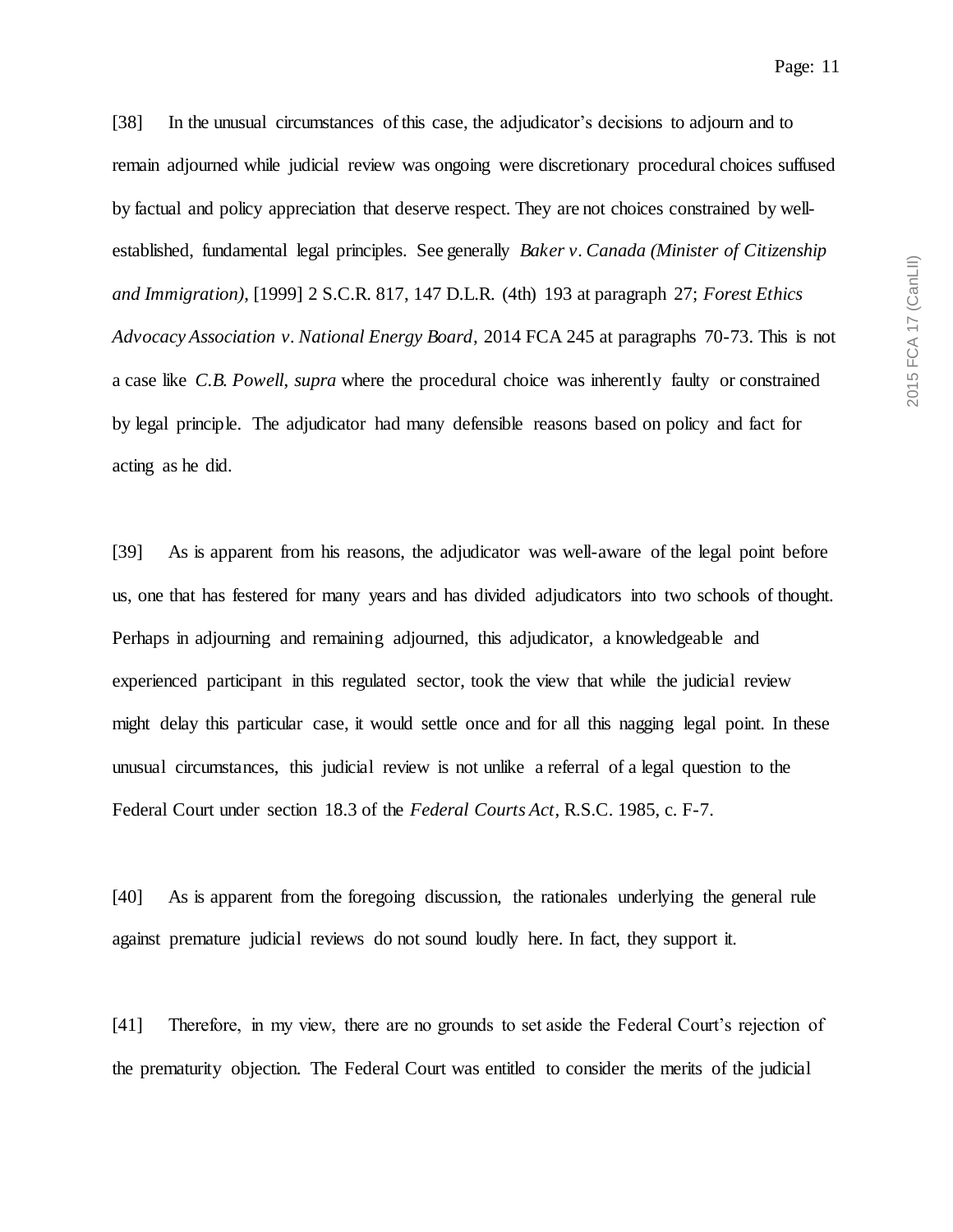[38] In the unusual circumstances of this case, the adjudicator's decisions to adjourn and to remain adjourned while judicial review was ongoing were discretionary procedural choices suffused by factual and policy appreciation that deserve respect. They are not choices constrained by well-established, fundamental legal principles. See generally *Baker v. Canada (Minister of Citizenship and Immigration)*, [1999] 2 S.C.R. 817, 147 D.L.R. (4th) 193 at paragraph 27; *Forest Ethics Advocacy Association v. National Energy Board*, 2014 FCA 245 at paragraphs 70-73. This is not a case like *C.B. Powell*, *supra* where the procedural choice was inherently faulty or constrained by legal principle. The adjudicator had many defensible reasons based on policy and fact for acting as he did.

[39] As is apparent from his reasons, the adjudicator was well-aware of the legal point before us, one that has festered for many years and has divided adjudicators into two schools of thought. Perhaps in adjourning and remaining adjourned, this adjudicator, a knowledgeable and experienced participant in this regulated sector, took the view that while the judicial review might delay this particular case, it would settle once and for all this nagging legal point. In these unusual circumstances, this judicial review is not unlike a referral of a legal question to the Federal Court under section 18.3 of the *Federal Courts Act*, R.S.C. 1985, c. F-7.

[40] As is apparent from the foregoing discussion, the rationales underlying the general rule against premature judicial reviews do not sound loudly here. In fact, they support it.

[41] Therefore, in my view, there are no grounds to set aside the Federal Court's rejection of the prematurity objection. The Federal Court was entitled to consider the merits of the judicial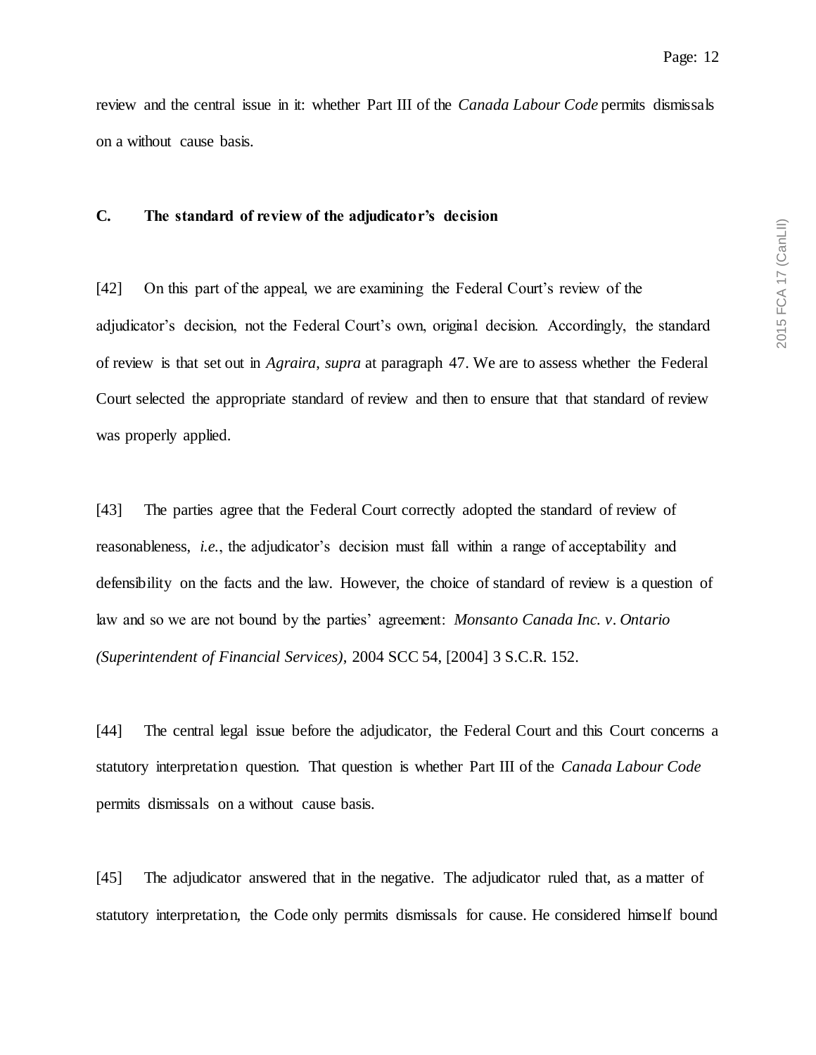review and the central issue in it: whether Part III of the *Canada Labour Code* permits dismissals on a without cause basis.

### C. The standard of review of the adjudicator's decision

[42] On this part of the appeal, we are examining the Federal Court's review of the adjudicator's decision, not the Federal Court's own, original decision. Accordingly, the standard of review is that set out in *Agraira*, *supra* at paragraph 47. We are to assess whether the Federal Court selected the appropriate standard of review and then to ensure that that standard of review was properly applied.

[43] The parties agree that the Federal Court correctly adopted the standard of review of reasonableness, *i.e.*, the adjudicator's decision must fall within a range of acceptability and defensibility on the facts and the law. However, the choice of standard of review is a question of law and so we are not bound by the parties' agreement: *Monsanto Canada Inc. v. Ontario (Superintendent of Financial Services)*, 2004 SCC 54, [2004] 3 S.C.R. 152.

[44] The central legal issue before the adjudicator, the Federal Court and this Court concerns a statutory interpretation question. That question is whether Part III of the *Canada Labour Code* permits dismissals on a without cause basis.

[45] The adjudicator answered that in the negative. The adjudicator ruled that, as a matter of statutory interpretation, the Code only permits dismissals for cause. He considered himself bound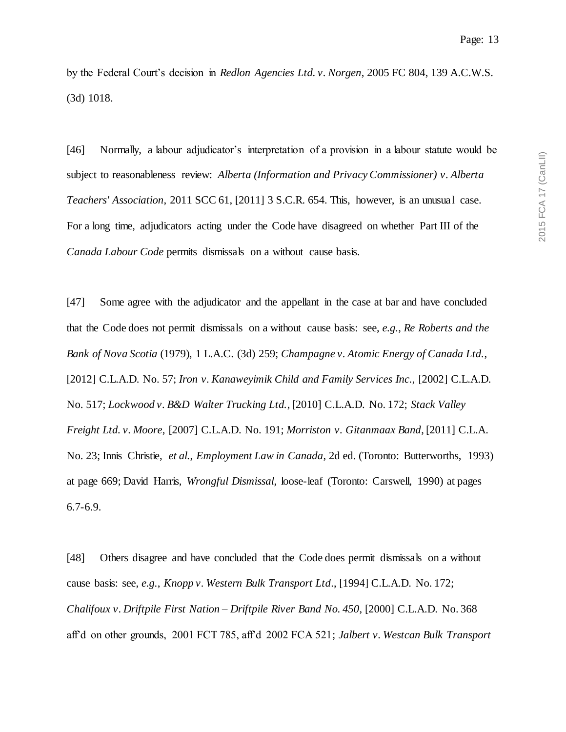by the Federal Court's decision in *Redlon Agencies Ltd. v. Norgen*, 2005 FC 804, 139 A.C.W.S. (3d) 1018.

[46] Normally, a labour adjudicator's interpretation of a provision in a labour statute would be subject to reasonableness review: *Alberta (Information and Privacy Commissioner) v. Alberta Teachers' Association*, 2011 SCC 61, [2011] 3 S.C.R. 654. This, however, is an unusual case. For a long time, adjudicators acting under the Code have disagreed on whether Part III of the *Canada Labour Code* permits dismissals on a without cause basis.

[47] Some agree with the adjudicator and the appellant in the case at bar and have concluded that the Code does not permit dismissals on a without cause basis: see, *e.g.*, *Re Roberts and the Bank of Nova Scotia* (1979), 1 L.A.C. (3d) 259; *Champagne v. Atomic Energy of Canada Ltd.*, [2012] C.L.A.D. No. 57; *Iron v. Kanaweyimik Child and Family Services Inc.*, [2002] C.L.A.D. No. 517; *Lockwood v. B&D Walter Trucking Ltd.*, [2010] C.L.A.D. No. 172; *Stack Valley Freight Ltd. v. Moore*, [2007] C.L.A.D. No. 191; *Morriston v. Gitanmaax Band*, [2011] C.L.A. No. 23; Innis Christie, *et al.*, *Employment Law in Canada*, 2d ed. (Toronto: Butterworths, 1993) at page 669; David Harris, *Wrongful Dismissal*, loose-leaf (Toronto: Carswell, 1990) at pages 6.7-6.9.

[48] Others disagree and have concluded that the Code does permit dismissals on a without cause basis: see, *e.g.*, *Knopp v. Western Bulk Transport Ltd*., [1994] C.L.A.D. No. 172; *Chalifoux v. Driftpile First Nation – Driftpile River Band No. 450*, [2000] C.L.A.D. No. 368 aff'd on other grounds, 2001 FCT 785, aff'd 2002 FCA 521; *Jalbert v. Westcan Bulk Transport*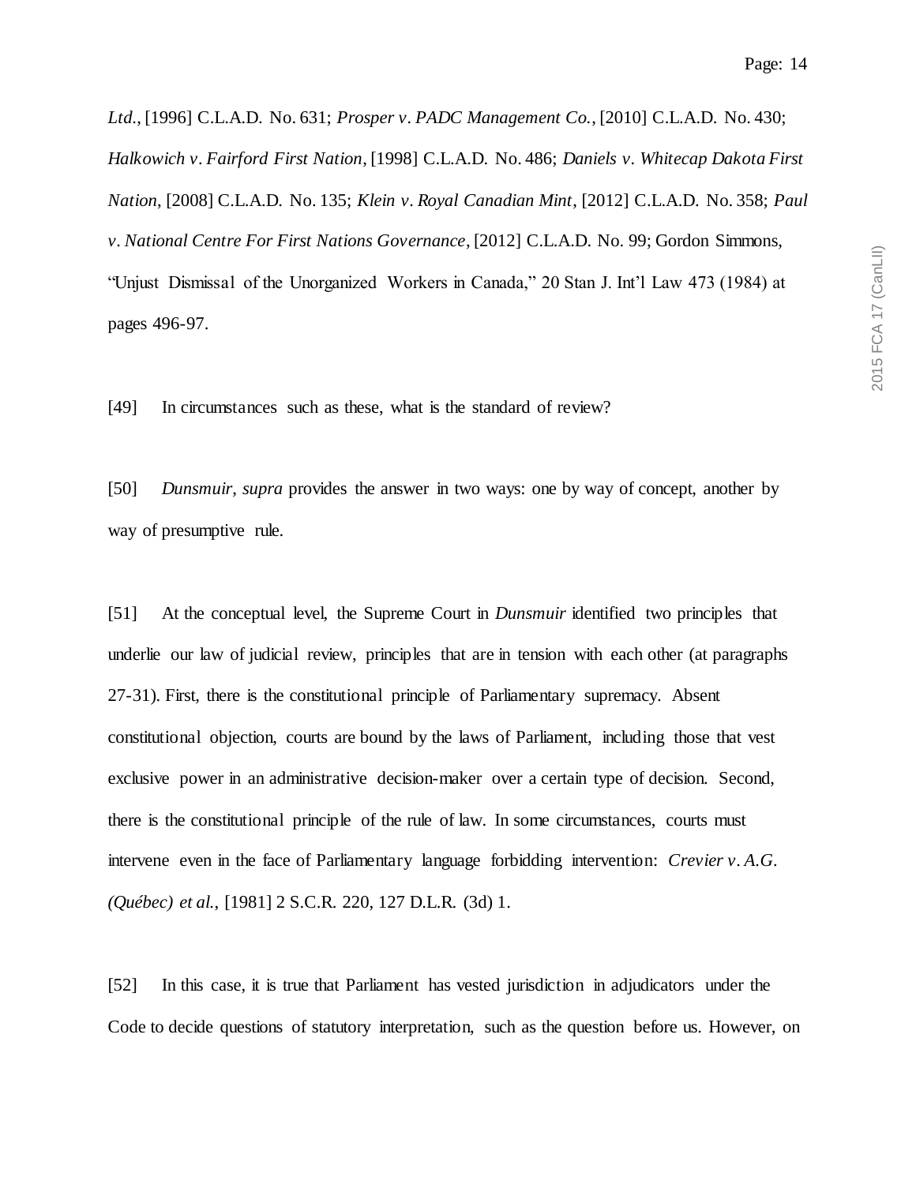*Ltd.*, [1996] C.L.A.D. No. 631; *Prosper v. PADC Management Co.*, [2010] C.L.A.D. No. 430; *Halkowich v. Fairford First Nation*, [1998] C.L.A.D. No. 486; *Daniels v. Whitecap Dakota First Nation*, [2008] C.L.A.D. No. 135; *Klein v. Royal Canadian Mint*, [2012] C.L.A.D. No. 358; *Paul v. National Centre For First Nations Governance*, [2012] C.L.A.D. No. 99; Gordon Simmons, "Unjust Dismissal of the Unorganized Workers in Canada," 20 Stan J. Int'l Law 473 (1984) at pages 496-97.

[49] In circumstances such as these, what is the standard of review?

[50] *Dunsmuir*, *supra* provides the answer in two ways: one by way of concept, another by way of presumptive rule.

[51] At the conceptual level, the Supreme Court in *Dunsmuir* identified two principles that underlie our law of judicial review, principles that are in tension with each other (at paragraphs 27-31). First, there is the constitutional principle of Parliamentary supremacy. Absent constitutional objection, courts are bound by the laws of Parliament, including those that vest exclusive power in an administrative decision-maker over a certain type of decision. Second, there is the constitutional principle of the rule of law. In some circumstances, courts must intervene even in the face of Parliamentary language forbidding intervention: *Crevier v. A.G. (Québec) et al.*, [1981] 2 S.C.R. 220, 127 D.L.R. (3d) 1.

[52] In this case, it is true that Parliament has vested jurisdiction in adjudicators under the Code to decide questions of statutory interpretation, such as the question before us. However, on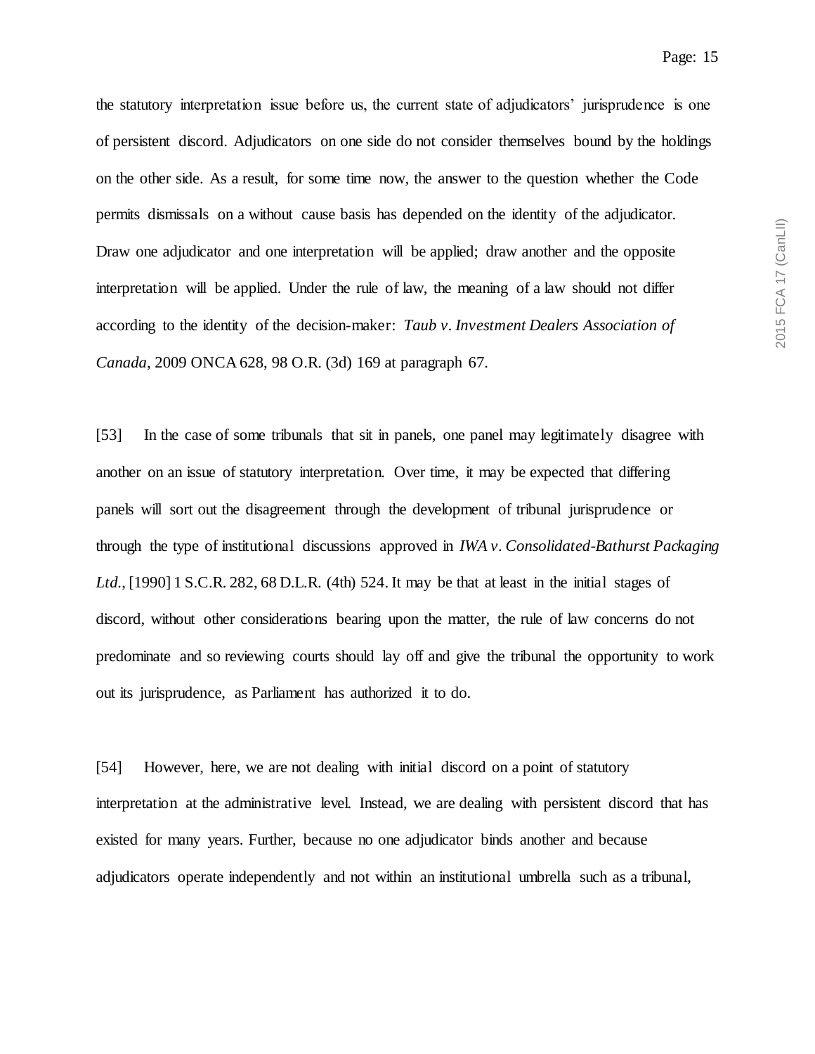the statutory interpretation issue before us, the current state of adjudicators' jurisprudence is one of persistent discord. Adjudicators on one side do not consider themselves bound by the holdings on the other side. As a result, for some time now, the answer to the question whether the Code permits dismissals on a without cause basis has depended on the identity of the adjudicator. Draw one adjudicator and one interpretation will be applied; draw another and the opposite interpretation will be applied. Under the rule of law, the meaning of a law should not differ according to the identity of the decision-maker: *Taub v. Investment Dealers Association of Canada*, 2009 ONCA 628, 98 O.R. (3d) 169 at paragraph 67.

[53] In the case of some tribunals that sit in panels, one panel may legitimately disagree with another on an issue of statutory interpretation. Over time, it may be expected that differing panels will sort out the disagreement through the development of tribunal jurisprudence or through the type of institutional discussions approved in *IWA v. Consolidated-Bathurst Packaging Ltd.*, [1990] 1 S.C.R. 282, 68 D.L.R. (4th) 524. It may be that at least in the initial stages of discord, without other considerations bearing upon the matter, the rule of law concerns do not predominate and so reviewing courts should lay off and give the tribunal the opportunity to work out its jurisprudence, as Parliament has authorized it to do.

[54] However, here, we are not dealing with initial discord on a point of statutory interpretation at the administrative level. Instead, we are dealing with persistent discord that has existed for many years. Further, because no one adjudicator binds another and because adjudicators operate independently and not within an institutional umbrella such as a tribunal,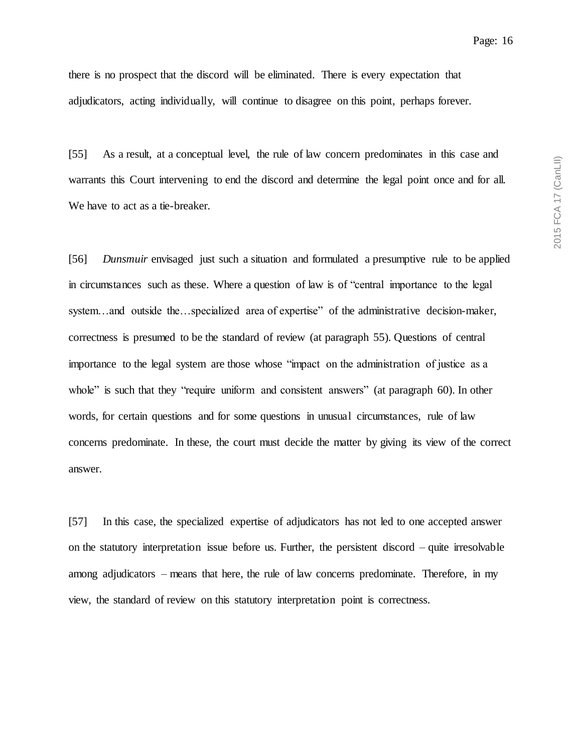there is no prospect that the discord will be eliminated. There is every expectation that adjudicators, acting individually, will continue to disagree on this point, perhaps forever.

[55] As a result, at a conceptual level, the rule of law concern predominates in this case and warrants this Court intervening to end the discord and determine the legal point once and for all. We have to act as a tie-breaker.

[56] *Dunsmuir* envisaged just such a situation and formulated a presumptive rule to be applied in circumstances such as these. Where a question of law is of "central importance to the legal system…and outside the…specialized area of expertise" of the administrative decision-maker, correctness is presumed to be the standard of review (at paragraph 55). Questions of central importance to the legal system are those whose "impact on the administration of justice as a whole" is such that they "require uniform and consistent answers" (at paragraph 60). In other words, for certain questions and for some questions in unusual circumstances, rule of law concerns predominate. In these, the court must decide the matter by giving its view of the correct answer.

[57] In this case, the specialized expertise of adjudicators has not led to one accepted answer on the statutory interpretation issue before us. Further, the persistent discord – quite irresolvable among adjudicators – means that here, the rule of law concerns predominate. Therefore, in my view, the standard of review on this statutory interpretation point is correctness.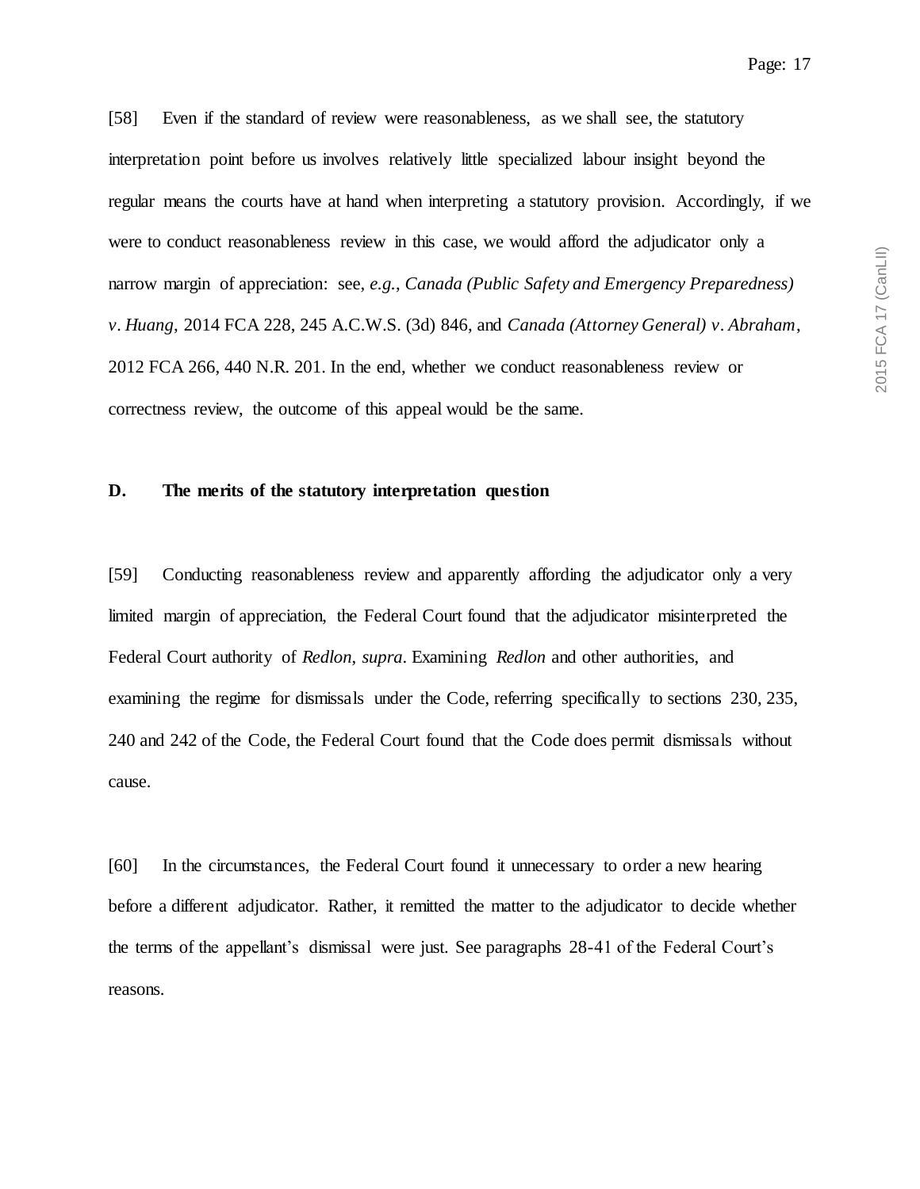[58] Even if the standard of review were reasonableness, as we shall see, the statutory interpretation point before us involves relatively little specialized labour insight beyond the regular means the courts have at hand when interpreting a statutory provision. Accordingly, if we were to conduct reasonableness review in this case, we would afford the adjudicator only a narrow margin of appreciation: see, *e.g.*, *Canada (Public Safety and Emergency Preparedness) v. Huang*, 2014 FCA 228, 245 A.C.W.S. (3d) 846, and *Canada (Attorney General) v. Abraham*, 2012 FCA 266, 440 N.R. 201. In the end, whether we conduct reasonableness review or correctness review, the outcome of this appeal would be the same.

### D. The merits of the statutory interpretation question

[59] Conducting reasonableness review and apparently affording the adjudicator only a very limited margin of appreciation, the Federal Court found that the adjudicator misinterpreted the Federal Court authority of *Redlon, supra*. Examining *Redlon* and other authorities, and examining the regime for dismissals under the Code, referring specifically to sections 230, 235, 240 and 242 of the Code, the Federal Court found that the Code does permit dismissals without cause.

[60] In the circumstances, the Federal Court found it unnecessary to order a new hearing before a different adjudicator. Rather, it remitted the matter to the adjudicator to decide whether the terms of the appellant's dismissal were just. See paragraphs 28-41 of the Federal Court's reasons.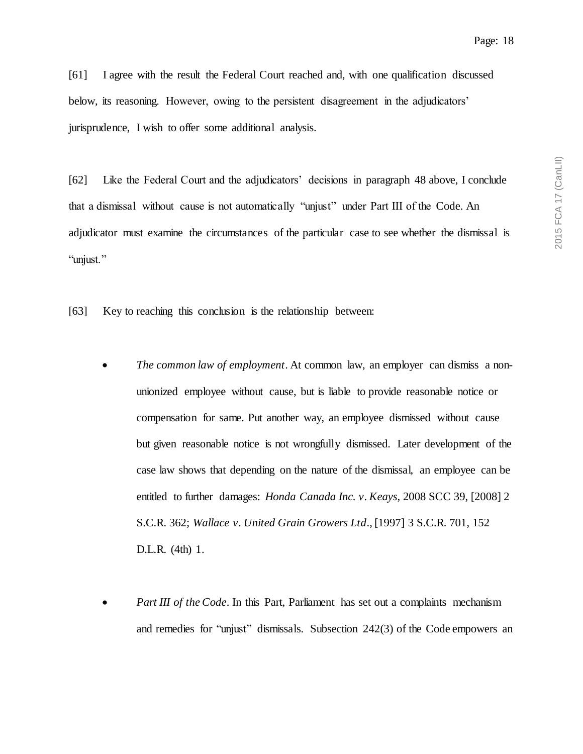[61] I agree with the result the Federal Court reached and, with one qualification discussed below, its reasoning. However, owing to the persistent disagreement in the adjudicators' jurisprudence, I wish to offer some additional analysis.

[62] Like the Federal Court and the adjudicators' decisions in paragraph 48 above, I conclude that a dismissal without cause is not automatically "unjust" under Part III of the Code. An adjudicator must examine the circumstances of the particular case to see whether the dismissal is "unjust."

[63] Key to reaching this conclusion is the relationship between:

- *The common law of employment*. At common law, an employer can dismiss a non-unionized employee without cause, but is liable to provide reasonable notice or compensation for same. Put another way, an employee dismissed without cause but given reasonable notice is not wrongfully dismissed. Later development of the case law shows that depending on the nature of the dismissal, an employee can be entitled to further damages: *Honda Canada Inc. v. Keays*, 2008 SCC 39, [2008] 2 S.C.R. 362; *Wallace v. United Grain Growers Ltd.*, [1997] 3 S.C.R. 701, 152 D.L.R. (4th) 1.

- *Part III of the Code*. In this Part, Parliament has set out a complaints mechanism and remedies for "unjust" dismissals. Subsection 242(3) of the Code empowers an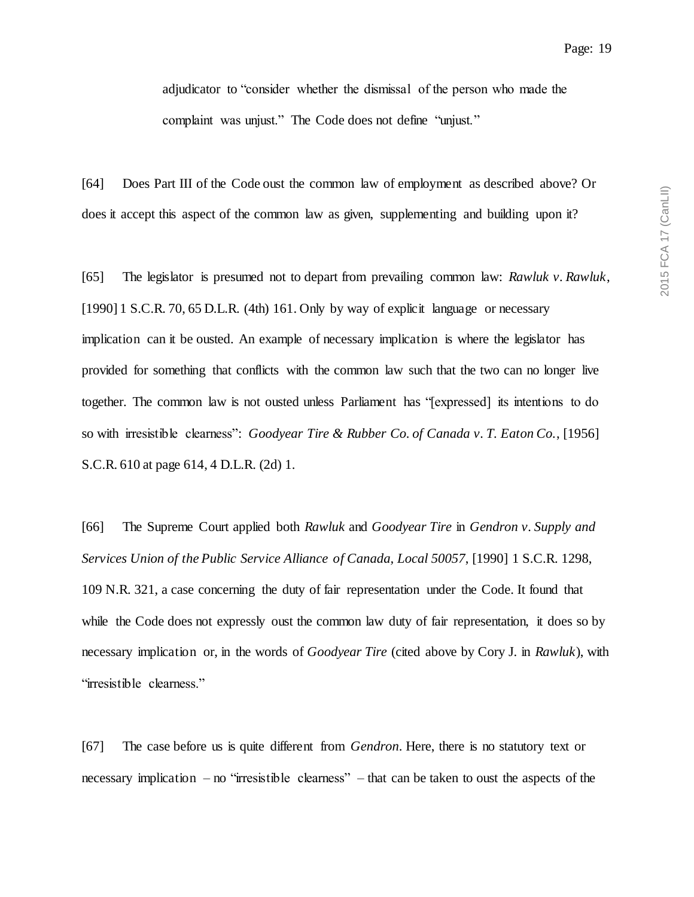adjudicator to "consider whether the dismissal of the person who made the complaint was unjust." The Code does not define "unjust."

[64] Does Part III of the Code oust the common law of employment as described above? Or does it accept this aspect of the common law as given, supplementing and building upon it?

[65] The legislator is presumed not to depart from prevailing common law: *Rawluk v. Rawluk*, [1990] 1 S.C.R. 70, 65 D.L.R. (4th) 161. Only by way of explicit language or necessary implication can it be ousted. An example of necessary implication is where the legislator has provided for something that conflicts with the common law such that the two can no longer live together. The common law is not ousted unless Parliament has "[expressed] its intentions to do so with irresistible clearness": *Goodyear Tire & Rubber Co. of Canada v. T. Eaton Co.*, [1956] S.C.R. 610 at page 614, 4 D.L.R. (2d) 1.

[66] The Supreme Court applied both *Rawluk* and *Goodyear Tire* in *Gendron v. Supply and Services Union of the Public Service Alliance of Canada, Local 50057*, [1990] 1 S.C.R. 1298, 109 N.R. 321, a case concerning the duty of fair representation under the Code. It found that while the Code does not expressly oust the common law duty of fair representation, it does so by necessary implication or, in the words of *Goodyear Tire* (cited above by Cory J. in *Rawluk*), with "irresistible clearness."

[67] The case before us is quite different from *Gendron*. Here, there is no statutory text or necessary implication – no "irresistible clearness" – that can be taken to oust the aspects of the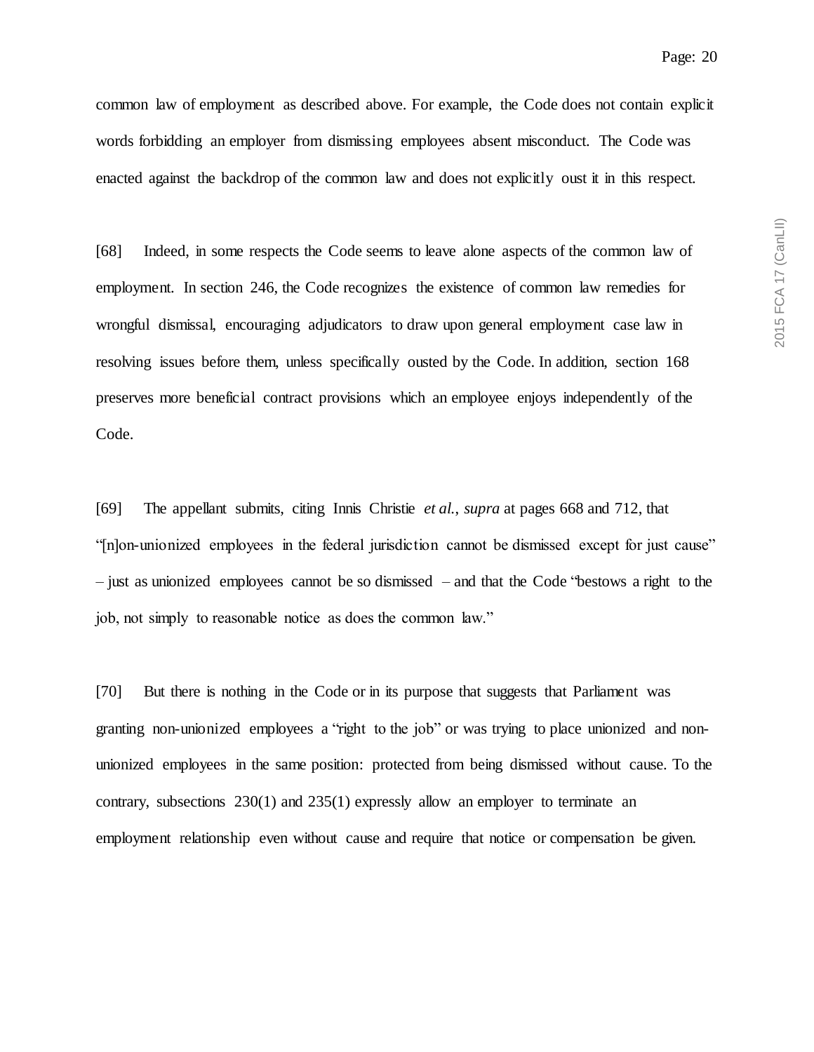common law of employment as described above. For example, the Code does not contain explicit words forbidding an employer from dismissing employees absent misconduct. The Code was enacted against the backdrop of the common law and does not explicitly oust it in this respect.

[68] Indeed, in some respects the Code seems to leave alone aspects of the common law of employment. In section 246, the Code recognizes the existence of common law remedies for wrongful dismissal, encouraging adjudicators to draw upon general employment case law in resolving issues before them, unless specifically ousted by the Code. In addition, section 168 preserves more beneficial contract provisions which an employee enjoys independently of the Code.

[69] The appellant submits, citing Innis Christie *et al.*, *supra* at pages 668 and 712, that "[n]on-unionized employees in the federal jurisdiction cannot be dismissed except for just cause" – just as unionized employees cannot be so dismissed – and that the Code "bestows a right to the job, not simply to reasonable notice as does the common law."

[70] But there is nothing in the Code or in its purpose that suggests that Parliament was granting non-unionized employees a "right to the job" or was trying to place unionized and non-unionized employees in the same position: protected from being dismissed without cause. To the contrary, subsections 230(1) and 235(1) expressly allow an employer to terminate an employment relationship even without cause and require that notice or compensation be given.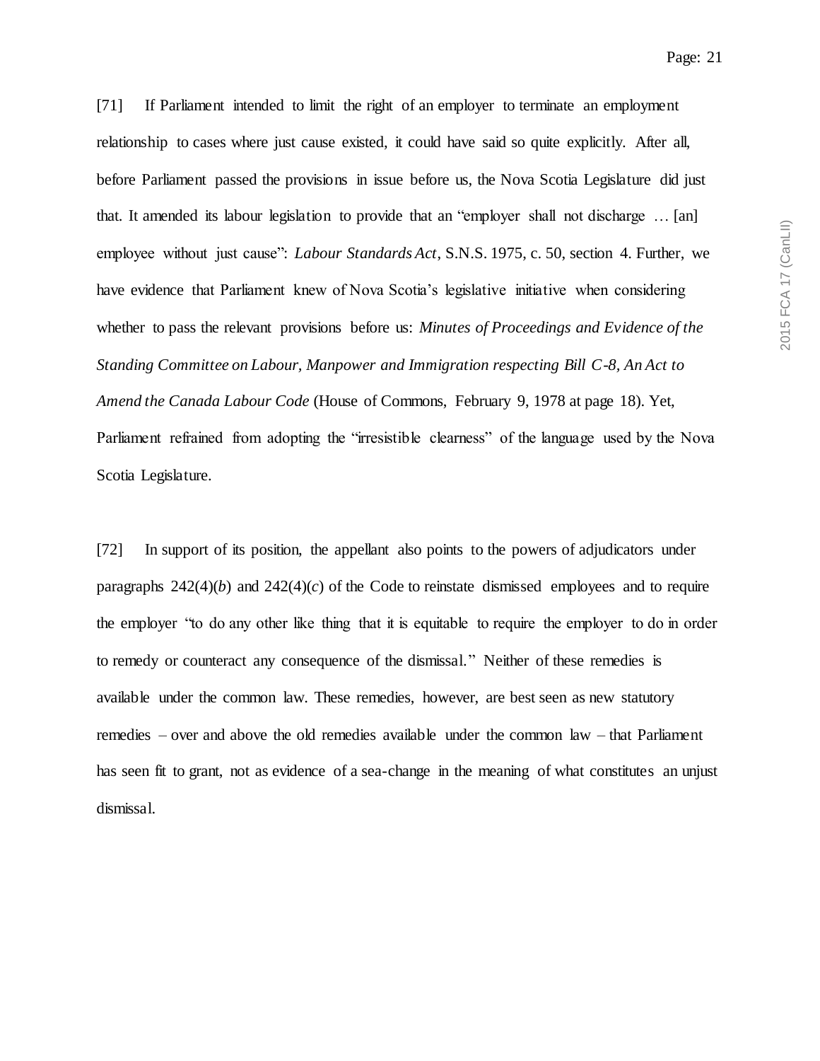[71] If Parliament intended to limit the right of an employer to terminate an employment relationship to cases where just cause existed, it could have said so quite explicitly. After all, before Parliament passed the provisions in issue before us, the Nova Scotia Legislature did just that. It amended its labour legislation to provide that an "employer shall not discharge … [an] employee without just cause": *Labour Standards Act*, S.N.S. 1975, c. 50, section 4. Further, we have evidence that Parliament knew of Nova Scotia's legislative initiative when considering whether to pass the relevant provisions before us: *Minutes of Proceedings and Evidence of the Standing Committee on Labour, Manpower and Immigration respecting Bill C-8, An Act to Amend the Canada Labour Code* (House of Commons, February 9, 1978 at page 18). Yet, Parliament refrained from adopting the "irresistible clearness" of the language used by the Nova Scotia Legislature.

[72] In support of its position, the appellant also points to the powers of adjudicators under paragraphs 242(4)(*b*) and 242(4)(*c*) of the Code to reinstate dismissed employees and to require the employer "to do any other like thing that it is equitable to require the employer to do in order to remedy or counteract any consequence of the dismissal." Neither of these remedies is available under the common law. These remedies, however, are best seen as new statutory remedies – over and above the old remedies available under the common law – that Parliament has seen fit to grant, not as evidence of a sea-change in the meaning of what constitutes an unjust dismissal.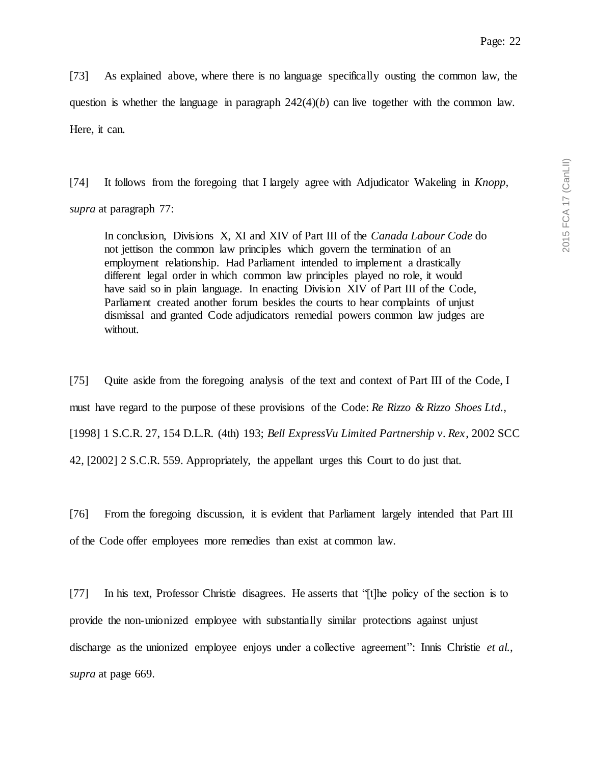[73] As explained above, where there is no language specifically ousting the common law, the question is whether the language in paragraph 242(4)(*b*) can live together with the common law. Here, it can.

[74] It follows from the foregoing that I largely agree with Adjudicator Wakeling in *Knopp*, *supra* at paragraph 77:

> In conclusion, Divisions X, XI and XIV of Part III of the *Canada Labour Code* do not jettison the common law principles which govern the termination of an employment relationship. Had Parliament intended to implement a drastically different legal order in which common law principles played no role, it would have said so in plain language. In enacting Division XIV of Part III of the Code, Parliament created another forum besides the courts to hear complaints of unjust dismissal and granted Code adjudicators remedial powers common law judges are without.

[75] Quite aside from the foregoing analysis of the text and context of Part III of the Code, I must have regard to the purpose of these provisions of the Code: *Re Rizzo & Rizzo Shoes Ltd.*, [1998] 1 S.C.R. 27, 154 D.L.R. (4th) 193; *Bell ExpressVu Limited Partnership v. Rex*, 2002 SCC 42, [2002] 2 S.C.R. 559. Appropriately, the appellant urges this Court to do just that.

[76] From the foregoing discussion, it is evident that Parliament largely intended that Part III of the Code offer employees more remedies than exist at common law.

[77] In his text, Professor Christie disagrees. He asserts that "[t]he policy of the section is to provide the non-unionized employee with substantially similar protections against unjust discharge as the unionized employee enjoys under a collective agreement": Innis Christie *et al.*, *supra* at page 669.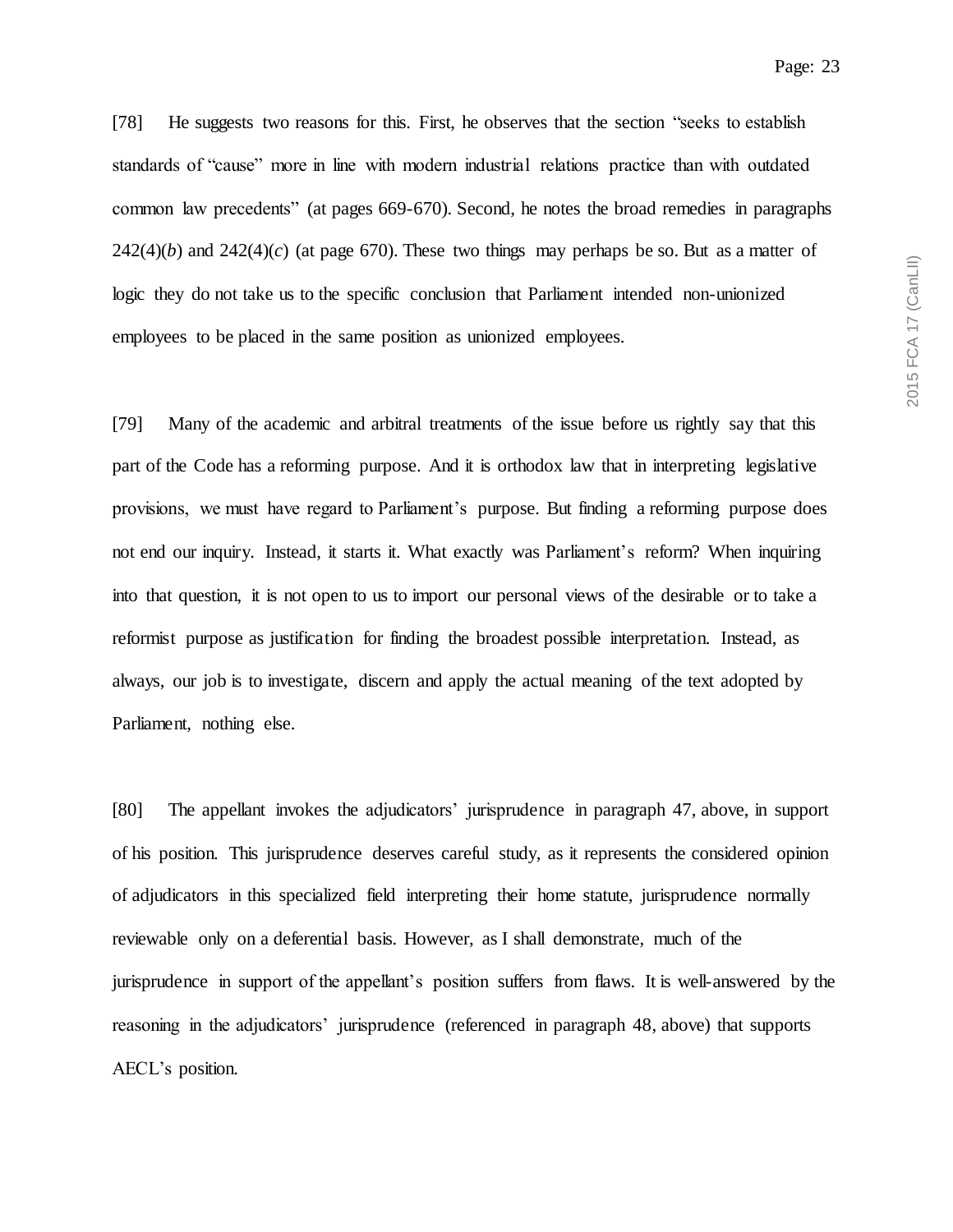[78] He suggests two reasons for this. First, he observes that the section "seeks to establish standards of "cause" more in line with modern industrial relations practice than with outdated common law precedents" (at pages 669-670). Second, he notes the broad remedies in paragraphs 242(4)(*b*) and 242(4)(*c*) (at page 670). These two things may perhaps be so. But as a matter of logic they do not take us to the specific conclusion that Parliament intended non-unionized employees to be placed in the same position as unionized employees.

[79] Many of the academic and arbitral treatments of the issue before us rightly say that this part of the Code has a reforming purpose. And it is orthodox law that in interpreting legislative provisions, we must have regard to Parliament's purpose. But finding a reforming purpose does not end our inquiry. Instead, it starts it. What exactly was Parliament's reform? When inquiring into that question, it is not open to us to import our personal views of the desirable or to take a reformist purpose as justification for finding the broadest possible interpretation. Instead, as always, our job is to investigate, discern and apply the actual meaning of the text adopted by Parliament, nothing else.

[80] The appellant invokes the adjudicators' jurisprudence in paragraph 47, above, in support of his position. This jurisprudence deserves careful study, as it represents the considered opinion of adjudicators in this specialized field interpreting their home statute, jurisprudence normally reviewable only on a deferential basis. However, as I shall demonstrate, much of the jurisprudence in support of the appellant's position suffers from flaws. It is well-answered by the reasoning in the adjudicators' jurisprudence (referenced in paragraph 48, above) that supports AECL's position.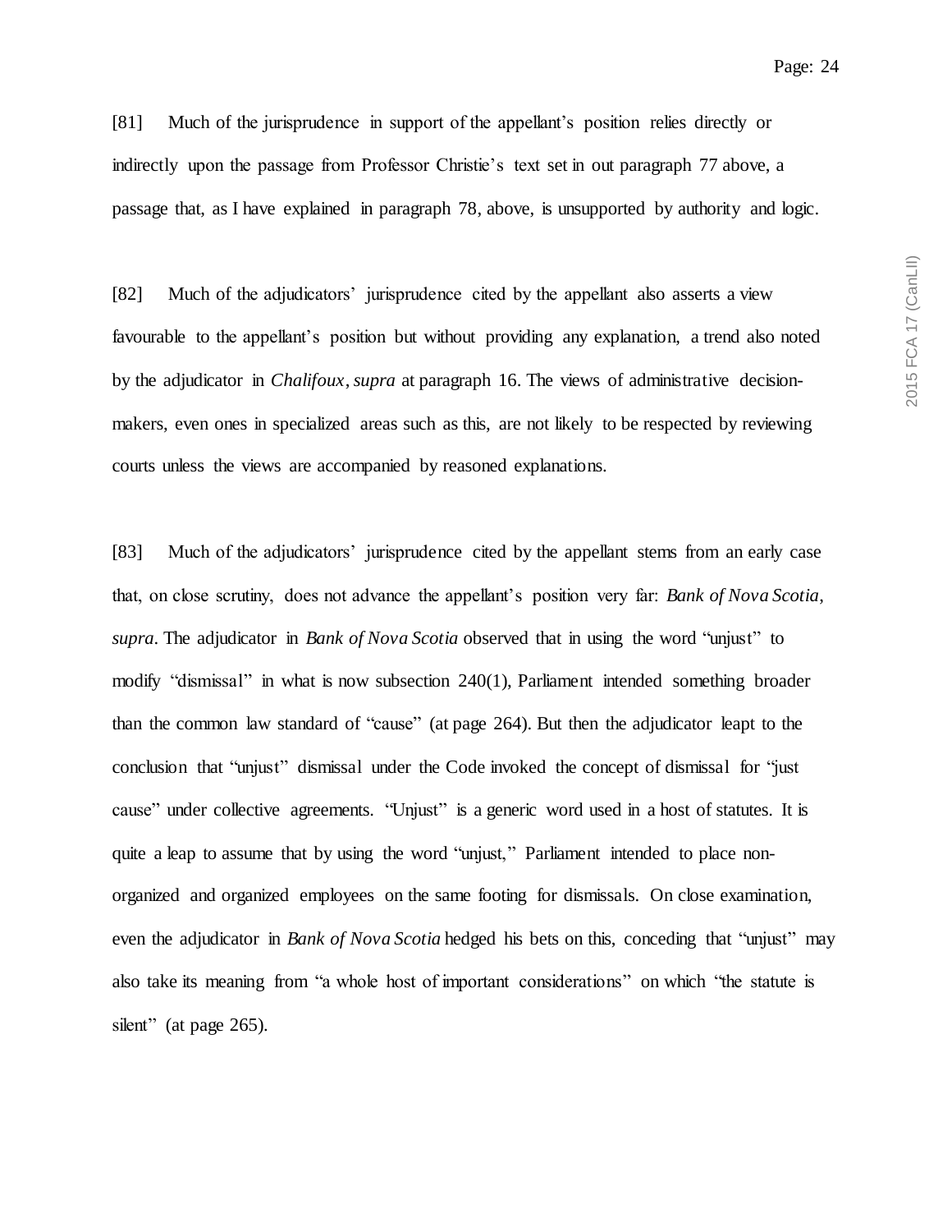[81] Much of the jurisprudence in support of the appellant's position relies directly or indirectly upon the passage from Professor Christie's text set in out paragraph 77 above, a passage that, as I have explained in paragraph 78, above, is unsupported by authority and logic.

[82] Much of the adjudicators' jurisprudence cited by the appellant also asserts a view favourable to the appellant's position but without providing any explanation, a trend also noted by the adjudicator in *Chalifoux*, *supra* at paragraph 16. The views of administrative decision-makers, even ones in specialized areas such as this, are not likely to be respected by reviewing courts unless the views are accompanied by reasoned explanations.

[83] Much of the adjudicators' jurisprudence cited by the appellant stems from an early case that, on close scrutiny, does not advance the appellant's position very far: *Bank of Nova Scotia*, *supra*. The adjudicator in *Bank of Nova Scotia* observed that in using the word "unjust" to modify "dismissal" in what is now subsection 240(1), Parliament intended something broader than the common law standard of "cause" (at page 264). But then the adjudicator leapt to the conclusion that "unjust" dismissal under the Code invoked the concept of dismissal for "just cause" under collective agreements. "Unjust" is a generic word used in a host of statutes. It is quite a leap to assume that by using the word "unjust," Parliament intended to place non-organized and organized employees on the same footing for dismissals. On close examination, even the adjudicator in *Bank of Nova Scotia* hedged his bets on this, conceding that "unjust" may also take its meaning from "a whole host of important considerations" on which "the statute is silent" (at page 265).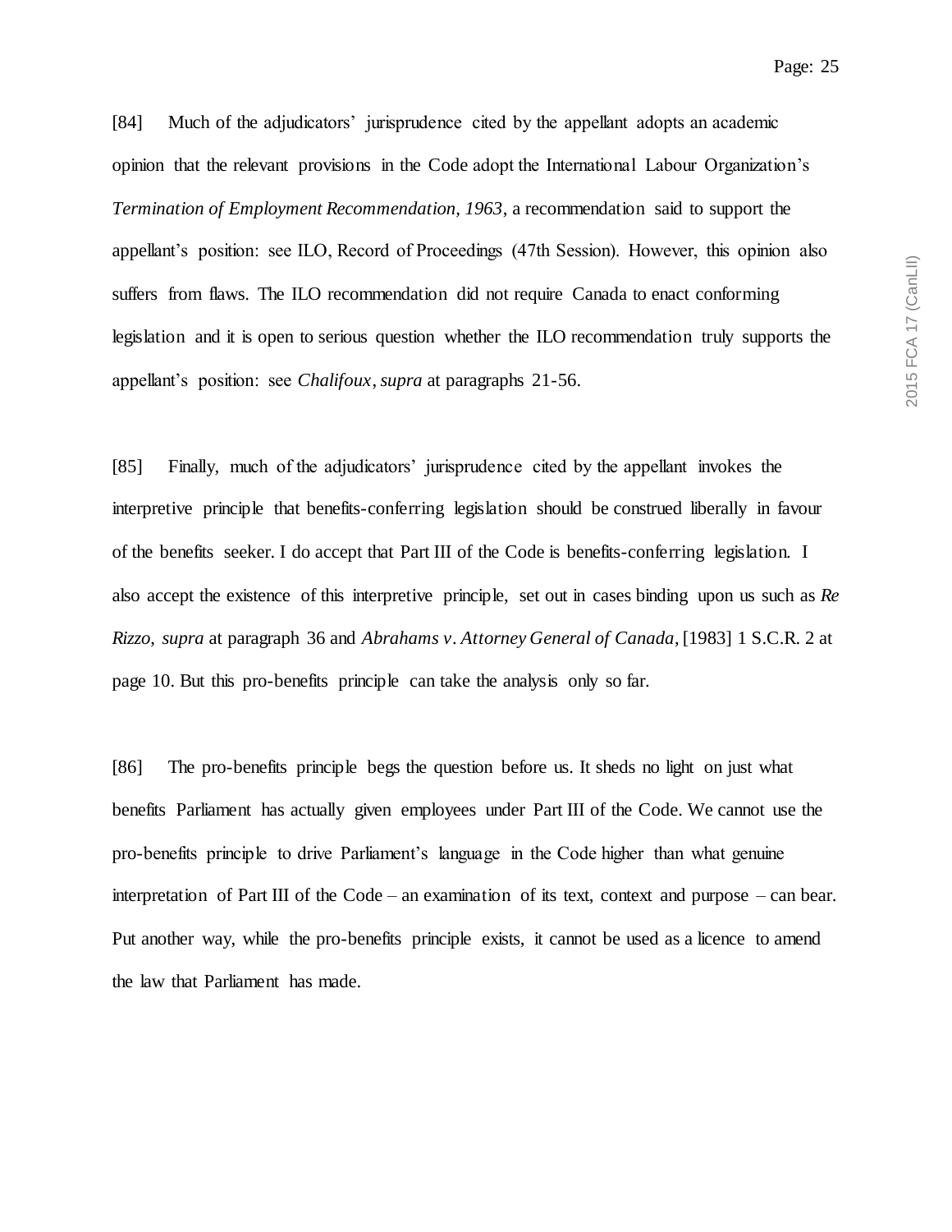[84] Much of the adjudicators' jurisprudence cited by the appellant adopts an academic opinion that the relevant provisions in the Code adopt the International Labour Organization's *Termination of Employment Recommendation, 1963*, a recommendation said to support the appellant's position: see ILO, Record of Proceedings (47th Session). However, this opinion also suffers from flaws. The ILO recommendation did not require Canada to enact conforming legislation and it is open to serious question whether the ILO recommendation truly supports the appellant's position: see *Chalifoux*, *supra* at paragraphs 21-56.

[85] Finally, much of the adjudicators' jurisprudence cited by the appellant invokes the interpretive principle that benefits-conferring legislation should be construed liberally in favour of the benefits seeker. I do accept that Part III of the Code is benefits-conferring legislation. I also accept the existence of this interpretive principle, set out in cases binding upon us such as *Re Rizzo*, *supra* at paragraph 36 and *Abrahams v. Attorney General of Canada*, [1983] 1 S.C.R. 2 at page 10. But this pro-benefits principle can take the analysis only so far.

[86] The pro-benefits principle begs the question before us. It sheds no light on just what benefits Parliament has actually given employees under Part III of the Code. We cannot use the pro-benefits principle to drive Parliament's language in the Code higher than what genuine interpretation of Part III of the Code – an examination of its text, context and purpose – can bear. Put another way, while the pro-benefits principle exists, it cannot be used as a licence to amend the law that Parliament has made.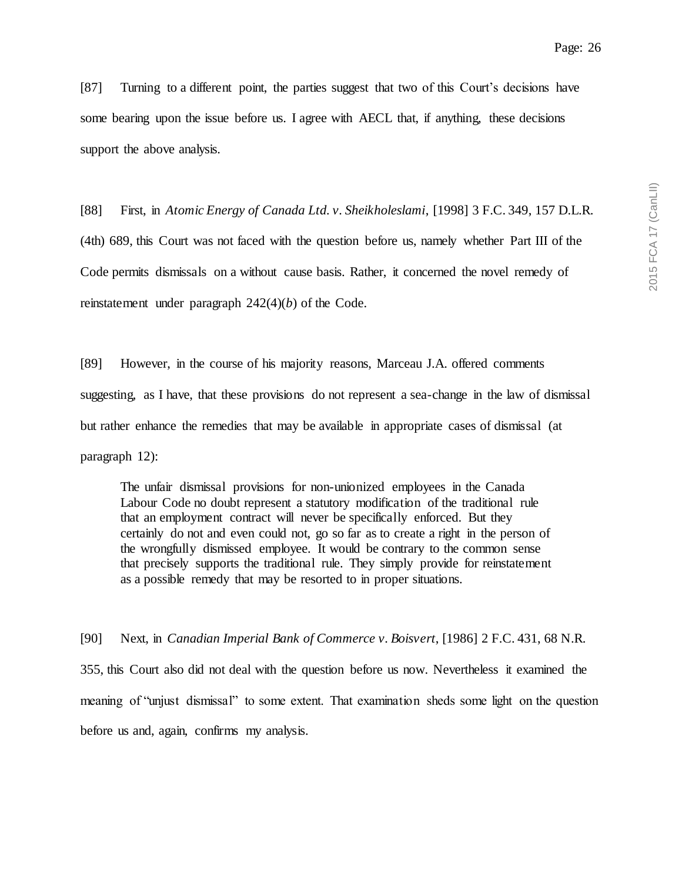[87] Turning to a different point, the parties suggest that two of this Court's decisions have some bearing upon the issue before us. I agree with AECL that, if anything, these decisions support the above analysis.

[88] First, in *Atomic Energy of Canada Ltd. v. Sheikholeslami*, [1998] 3 F.C. 349, 157 D.L.R. (4th) 689, this Court was not faced with the question before us, namely whether Part III of the Code permits dismissals on a without cause basis. Rather, it concerned the novel remedy of reinstatement under paragraph 242(4)(*b*) of the Code.

[89] However, in the course of his majority reasons, Marceau J.A. offered comments suggesting, as I have, that these provisions do not represent a sea-change in the law of dismissal but rather enhance the remedies that may be available in appropriate cases of dismissal (at paragraph 12):

> The unfair dismissal provisions for non-unionized employees in the Canada Labour Code no doubt represent a statutory modification of the traditional rule that an employment contract will never be specifically enforced. But they certainly do not and even could not, go so far as to create a right in the person of the wrongfully dismissed employee. It would be contrary to the common sense that precisely supports the traditional rule. They simply provide for reinstatement as a possible remedy that may be resorted to in proper situations.

[90] Next, in *Canadian Imperial Bank of Commerce v. Boisvert*, [1986] 2 F.C. 431, 68 N.R. 355, this Court also did not deal with the question before us now. Nevertheless it examined the meaning of "unjust dismissal" to some extent. That examination sheds some light on the question before us and, again, confirms my analysis.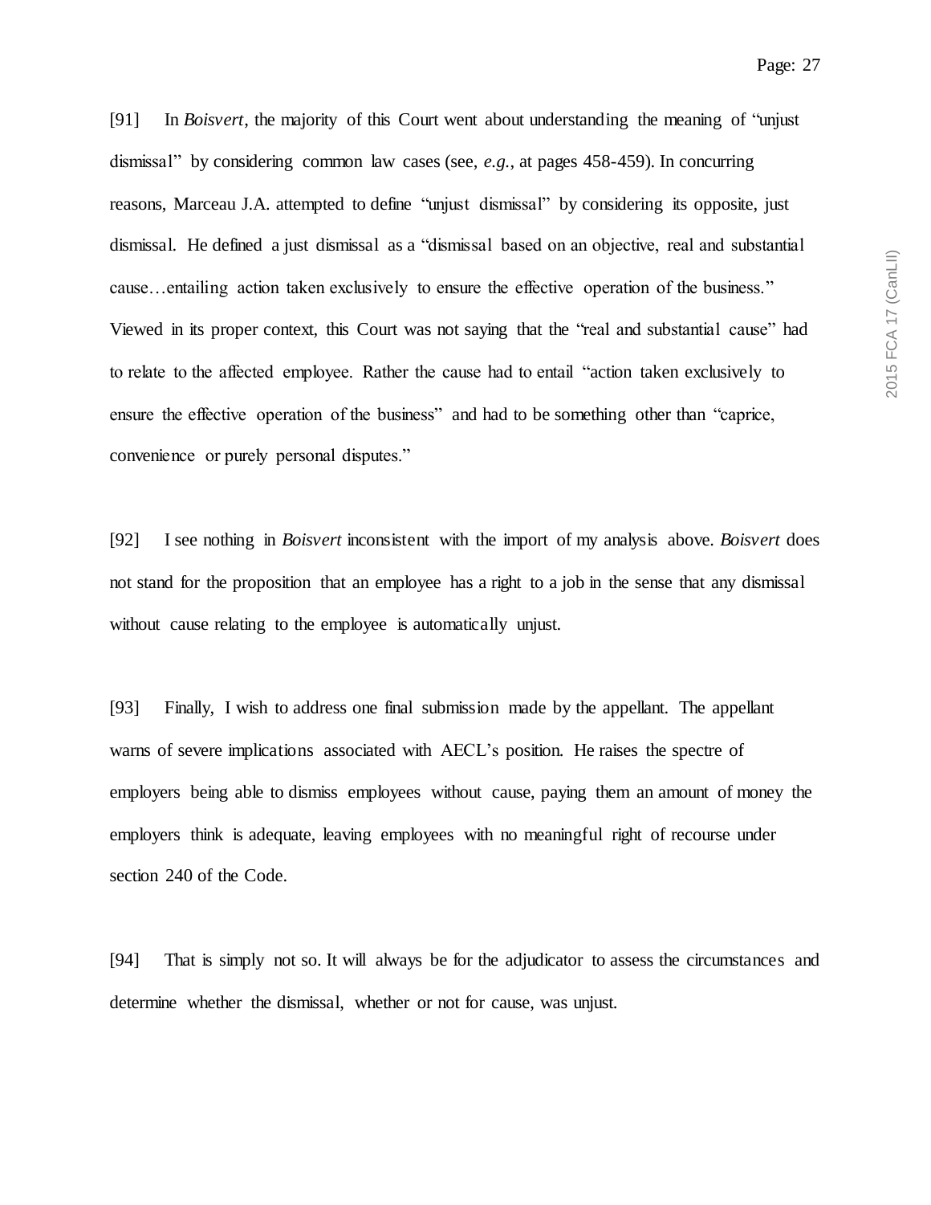[91] In *Boisvert*, the majority of this Court went about understanding the meaning of "unjust dismissal" by considering common law cases (see, *e.g.*, at pages 458-459). In concurring reasons, Marceau J.A. attempted to define "unjust dismissal" by considering its opposite, just dismissal. He defined a just dismissal as a "dismissal based on an objective, real and substantial cause…entailing action taken exclusively to ensure the effective operation of the business." Viewed in its proper context, this Court was not saying that the "real and substantial cause" had to relate to the affected employee. Rather the cause had to entail "action taken exclusively to ensure the effective operation of the business" and had to be something other than "caprice, convenience or purely personal disputes."

[92] I see nothing in *Boisvert* inconsistent with the import of my analysis above. *Boisvert* does not stand for the proposition that an employee has a right to a job in the sense that any dismissal without cause relating to the employee is automatically unjust.

[93] Finally, I wish to address one final submission made by the appellant. The appellant warns of severe implications associated with AECL's position. He raises the spectre of employers being able to dismiss employees without cause, paying them an amount of money the employers think is adequate, leaving employees with no meaningful right of recourse under section 240 of the Code.

[94] That is simply not so. It will always be for the adjudicator to assess the circumstances and determine whether the dismissal, whether or not for cause, was unjust.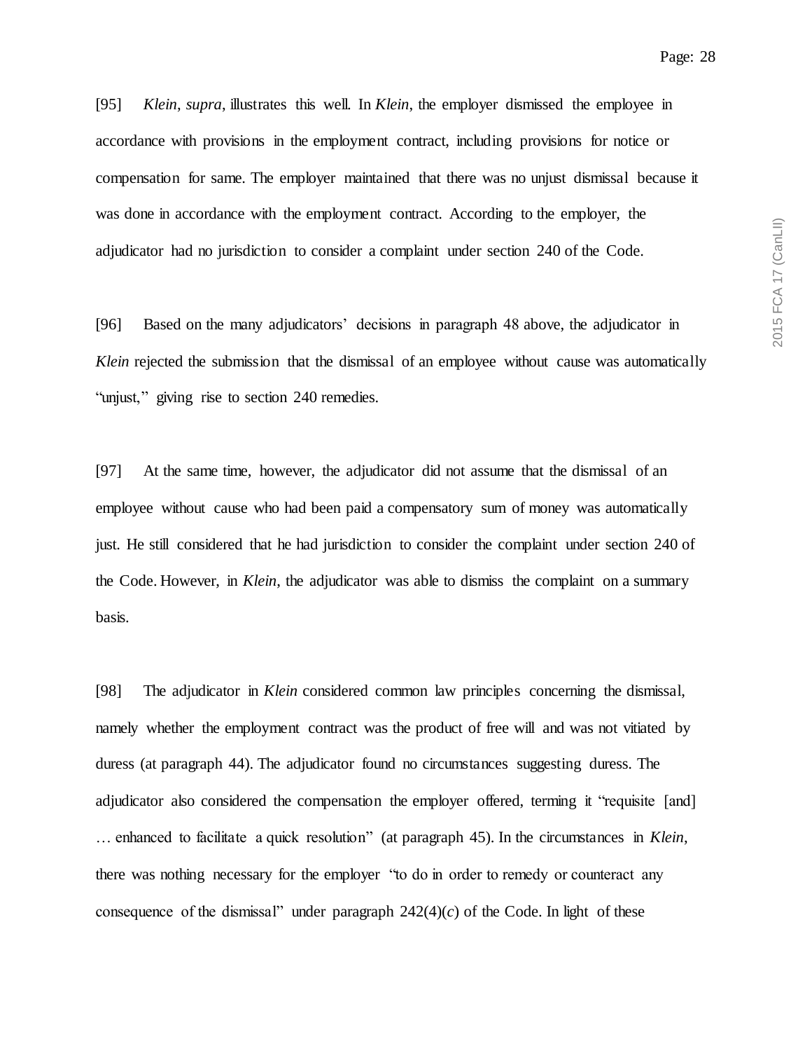[95] *Klein*, *supra*, illustrates this well. In *Klein*, the employer dismissed the employee in accordance with provisions in the employment contract, including provisions for notice or compensation for same. The employer maintained that there was no unjust dismissal because it was done in accordance with the employment contract. According to the employer, the adjudicator had no jurisdiction to consider a complaint under section 240 of the Code.

[96] Based on the many adjudicators' decisions in paragraph 48 above, the adjudicator in *Klein* rejected the submission that the dismissal of an employee without cause was automatically "unjust," giving rise to section 240 remedies.

[97] At the same time, however, the adjudicator did not assume that the dismissal of an employee without cause who had been paid a compensatory sum of money was automatically just. He still considered that he had jurisdiction to consider the complaint under section 240 of the Code. However, in *Klein*, the adjudicator was able to dismiss the complaint on a summary basis.

[98] The adjudicator in *Klein* considered common law principles concerning the dismissal, namely whether the employment contract was the product of free will and was not vitiated by duress (at paragraph 44). The adjudicator found no circumstances suggesting duress. The adjudicator also considered the compensation the employer offered, terming it "requisite [and] … enhanced to facilitate a quick resolution" (at paragraph 45). In the circumstances in *Klein*, there was nothing necessary for the employer "to do in order to remedy or counteract any consequence of the dismissal" under paragraph 242(4)(*c*) of the Code. In light of these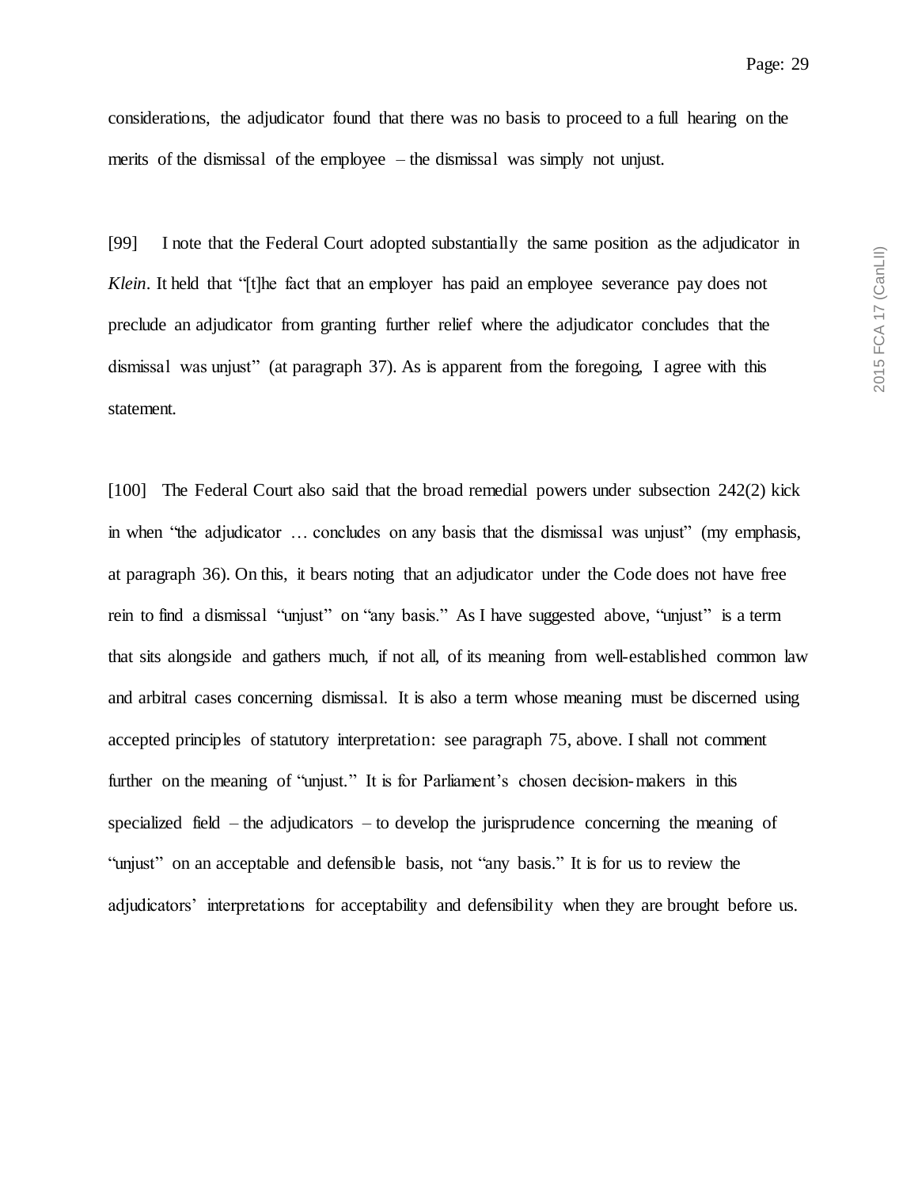considerations, the adjudicator found that there was no basis to proceed to a full hearing on the merits of the dismissal of the employee – the dismissal was simply not unjust.

[99] I note that the Federal Court adopted substantially the same position as the adjudicator in *Klein*. It held that "[t]he fact that an employer has paid an employee severance pay does not preclude an adjudicator from granting further relief where the adjudicator concludes that the dismissal was unjust" (at paragraph 37). As is apparent from the foregoing, I agree with this statement.

[100] The Federal Court also said that the broad remedial powers under subsection 242(2) kick in when "the adjudicator … concludes on any basis that the dismissal was unjust" (my emphasis, at paragraph 36). On this, it bears noting that an adjudicator under the Code does not have free rein to find a dismissal "unjust" on "any basis." As I have suggested above, "unjust" is a term that sits alongside and gathers much, if not all, of its meaning from well-established common law and arbitral cases concerning dismissal. It is also a term whose meaning must be discerned using accepted principles of statutory interpretation: see paragraph 75, above. I shall not comment further on the meaning of "unjust." It is for Parliament's chosen decision-makers in this specialized field – the adjudicators – to develop the jurisprudence concerning the meaning of "unjust" on an acceptable and defensible basis, not "any basis." It is for us to review the adjudicators' interpretations for acceptability and defensibility when they are brought before us.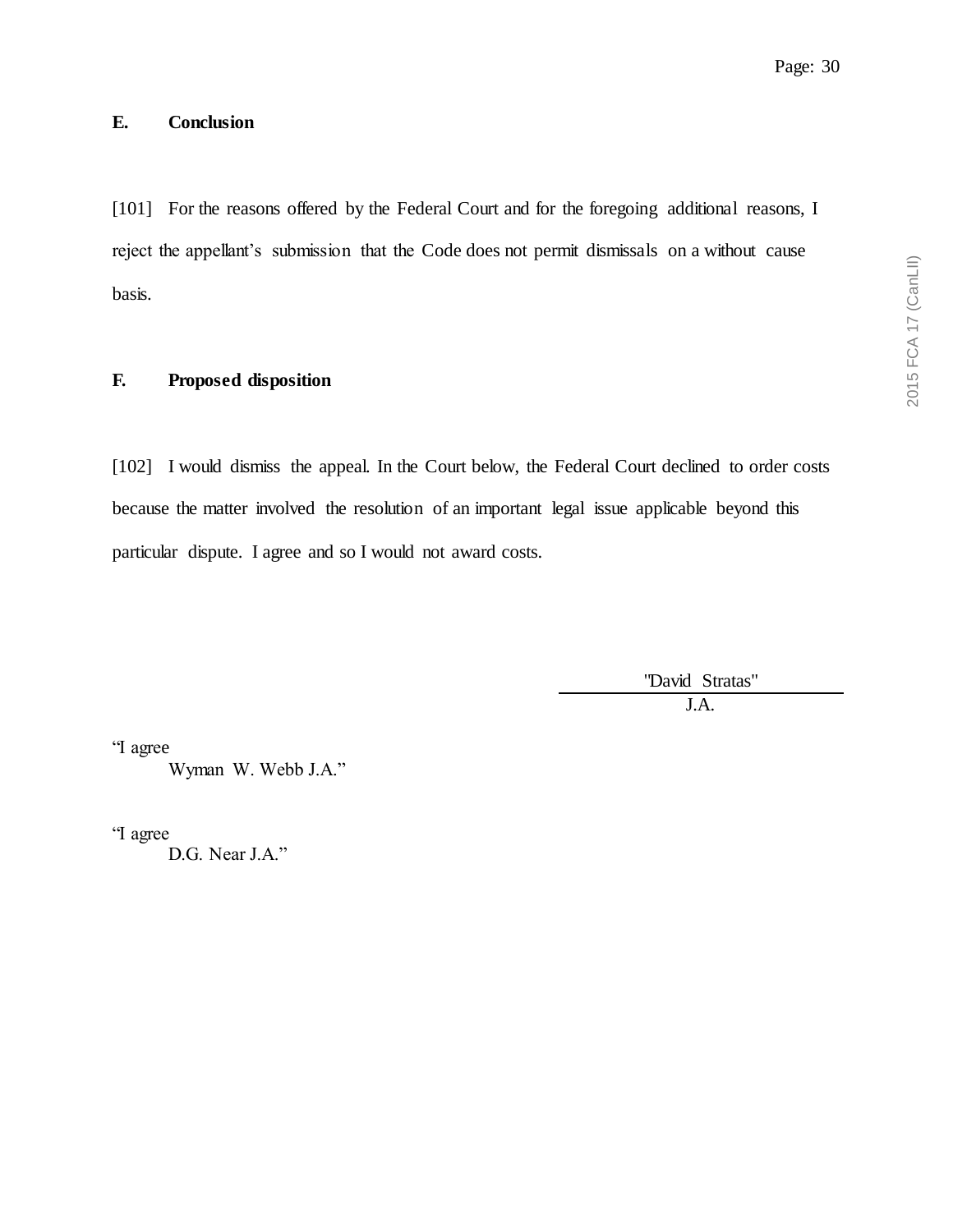## E. Conclusion

[101] For the reasons offered by the Federal Court and for the foregoing additional reasons, I reject the appellant's submission that the Code does not permit dismissals on a without cause basis.

## F. Proposed disposition

[102] I would dismiss the appeal. In the Court below, the Federal Court declined to order costs because the matter involved the resolution of an important legal issue applicable beyond this particular dispute. I agree and so I would not award costs.

"David Stratas"
J.A.

"I agree
Wyman W. Webb J.A."

"I agree
D.G. Near J.A."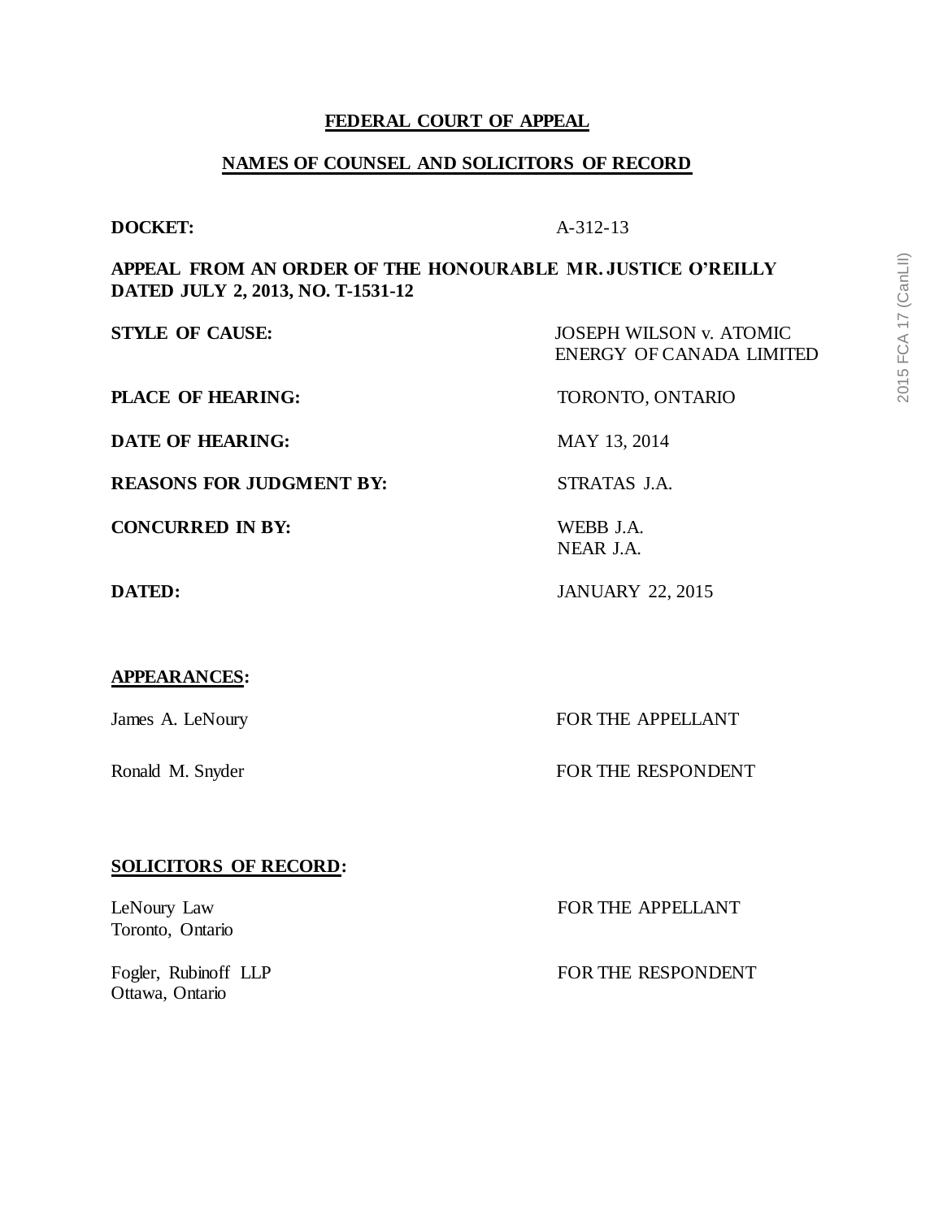**FEDERAL COURT OF APPEAL**

**NAMES OF COUNSEL AND SOLICITORS OF RECORD**

| | |
|---|---|
| **DOCKET:** | A-312-13 |
| **APPEAL FROM AN ORDER OF THE HONOURABLE MR. JUSTICE O'REILLY DATED JULY 2, 2013, NO. T-1531-12** | |
| **STYLE OF CAUSE:** | JOSEPH WILSON v. ATOMIC ENERGY OF CANADA LIMITED |
| **PLACE OF HEARING:** | TORONTO, ONTARIO |
| **DATE OF HEARING:** | MAY 13, 2014 |
| **REASONS FOR JUDGMENT BY:** | STRATAS J.A. |
| **CONCURRED IN BY:** | WEBB J.A.<br>NEAR J.A. |
| **DATED:** | JANUARY 22, 2015 |

**APPEARANCES:**

| | |
|---|---|
| James A. LeNoury | FOR THE APPELLANT |
| Ronald M. Snyder | FOR THE RESPONDENT |

**SOLICITORS OF RECORD:**

| | |
|---|---|
| LeNoury Law<br>Toronto, Ontario | FOR THE APPELLANT |
| Fogler, Rubinoff LLP<br>Ottawa, Ontario | FOR THE RESPONDENT |